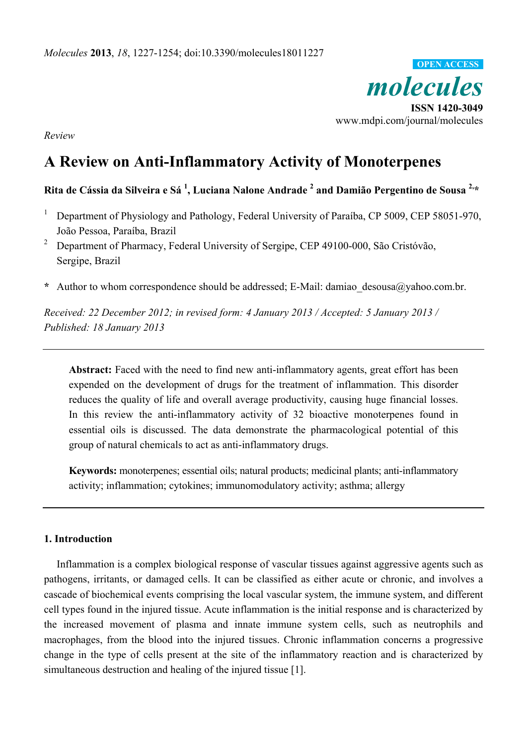*Review*

# A Review on Anti-Inflammatory Activity of Monoterpenes

**Rita de Cássia da Silveira e Sá [1], Luciana Nalone Andrade [2] and Damião Pergentino de Sousa [2,*]**

[1] Department of Physiology and Pathology, Federal University of Paraíba, CP 5009, CEP 58051-970, João Pessoa, Paraíba, Brazil

[2] Department of Pharmacy, Federal University of Sergipe, CEP 49100-000, São Cristóvão, Sergipe, Brazil

**\*** Author to whom correspondence should be addressed; E-Mail: damiao_desousa@yahoo.com.br.

*Received: 22 December 2012; in revised form: 4 January 2013 / Accepted: 5 January 2013 / Published: 18 January 2013*

---

**Abstract:** Faced with the need to find new anti-inflammatory agents, great effort has been expended on the development of drugs for the treatment of inflammation. This disorder reduces the quality of life and overall average productivity, causing huge financial losses. In this review the anti-inflammatory activity of 32 bioactive monoterpenes found in essential oils is discussed. The data demonstrate the pharmacological potential of this group of natural chemicals to act as anti-inflammatory drugs.

**Keywords:** monoterpenes; essential oils; natural products; medicinal plants; anti-inflammatory activity; inflammation; cytokines; immunomodulatory activity; asthma; allergy

---

## 1. Introduction

Inflammation is a complex biological response of vascular tissues against aggressive agents such as pathogens, irritants, or damaged cells. It can be classified as either acute or chronic, and involves a cascade of biochemical events comprising the local vascular system, the immune system, and different cell types found in the injured tissue. Acute inflammation is the initial response and is characterized by the increased movement of plasma and innate immune system cells, such as neutrophils and macrophages, from the blood into the injured tissues. Chronic inflammation concerns a progressive change in the type of cells present at the site of the inflammatory reaction and is characterized by simultaneous destruction and healing of the injured tissue [1].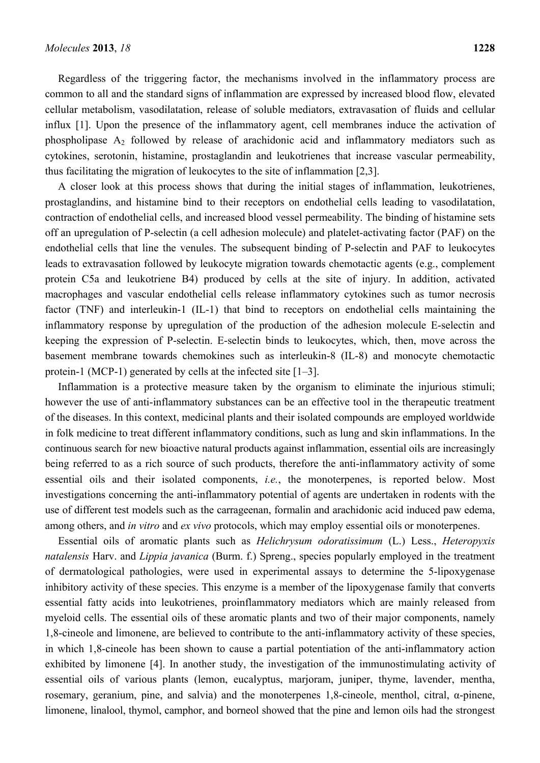Regardless of the triggering factor, the mechanisms involved in the inflammatory process are common to all and the standard signs of inflammation are expressed by increased blood flow, elevated cellular metabolism, vasodilatation, release of soluble mediators, extravasation of fluids and cellular influx [1]. Upon the presence of the inflammatory agent, cell membranes induce the activation of phospholipase $A_2$ followed by release of arachidonic acid and inflammatory mediators such as cytokines, serotonin, histamine, prostaglandin and leukotrienes that increase vascular permeability, thus facilitating the migration of leukocytes to the site of inflammation [2,3].

A closer look at this process shows that during the initial stages of inflammation, leukotrienes, prostaglandins, and histamine bind to their receptors on endothelial cells leading to vasodilatation, contraction of endothelial cells, and increased blood vessel permeability. The binding of histamine sets off an upregulation of P-selectin (a cell adhesion molecule) and platelet-activating factor (PAF) on the endothelial cells that line the venules. The subsequent binding of P-selectin and PAF to leukocytes leads to extravasation followed by leukocyte migration towards chemotactic agents (e.g., complement protein C5a and leukotriene B4) produced by cells at the site of injury. In addition, activated macrophages and vascular endothelial cells release inflammatory cytokines such as tumor necrosis factor (TNF) and interleukin-1 (IL-1) that bind to receptors on endothelial cells maintaining the inflammatory response by upregulation of the production of the adhesion molecule E-selectin and keeping the expression of P-selectin. E-selectin binds to leukocytes, which, then, move across the basement membrane towards chemokines such as interleukin-8 (IL-8) and monocyte chemotactic protein-1 (MCP-1) generated by cells at the infected site [1–3].

Inflammation is a protective measure taken by the organism to eliminate the injurious stimuli; however the use of anti-inflammatory substances can be an effective tool in the therapeutic treatment of the diseases. In this context, medicinal plants and their isolated compounds are employed worldwide in folk medicine to treat different inflammatory conditions, such as lung and skin inflammations. In the continuous search for new bioactive natural products against inflammation, essential oils are increasingly being referred to as a rich source of such products, therefore the anti-inflammatory activity of some essential oils and their isolated components, *i.e.*, the monoterpenes, is reported below. Most investigations concerning the anti-inflammatory potential of agents are undertaken in rodents with the use of different test models such as the carrageenan, formalin and arachidonic acid induced paw edema, among others, and *in vitro* and *ex vivo* protocols, which may employ essential oils or monoterpenes.

Essential oils of aromatic plants such as *Helichrysum odoratissimum* (L.) Less., *Heteropyxis natalensis* Harv. and *Lippia javanica* (Burm. f.) Spreng., species popularly employed in the treatment of dermatological pathologies, were used in experimental assays to determine the 5-lipoxygenase inhibitory activity of these species. This enzyme is a member of the lipoxygenase family that converts essential fatty acids into leukotrienes, proinflammatory mediators which are mainly released from myeloid cells. The essential oils of these aromatic plants and two of their major components, namely 1,8-cineole and limonene, are believed to contribute to the anti-inflammatory activity of these species, in which 1,8-cineole has been shown to cause a partial potentiation of the anti-inflammatory action exhibited by limonene [4]. In another study, the investigation of the immunostimulating activity of essential oils of various plants (lemon, eucalyptus, marjoram, juniper, thyme, lavender, mentha, rosemary, geranium, pine, and salvia) and the monoterpenes 1,8-cineole, menthol, citral, α-pinene, limonene, linalool, thymol, camphor, and borneol showed that the pine and lemon oils had the strongest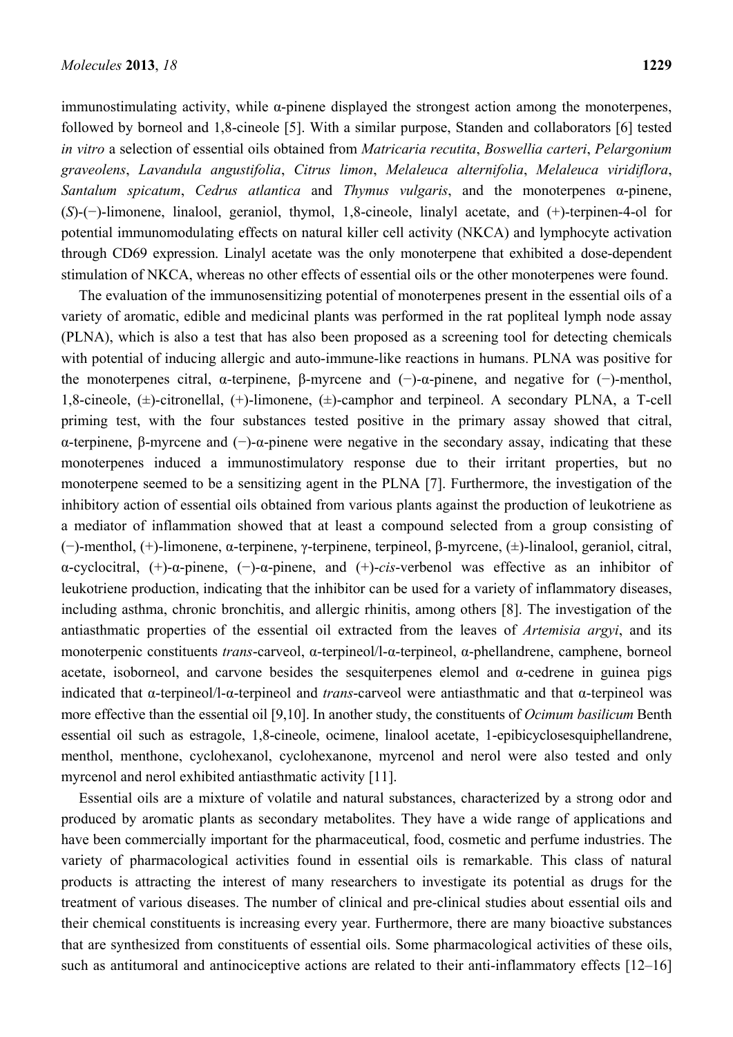immunostimulating activity, while α-pinene displayed the strongest action among the monoterpenes, followed by borneol and 1,8-cineole [5]. With a similar purpose, Standen and collaborators [6] tested *in vitro* a selection of essential oils obtained from *Matricaria recutita*, *Boswellia carteri*, *Pelargonium graveolens*, *Lavandula angustifolia*, *Citrus limon*, *Melaleuca alternifolia*, *Melaleuca viridiflora*, *Santalum spicatum*, *Cedrus atlantica* and *Thymus vulgaris*, and the monoterpenes α-pinene, (*S*)-(−)-limonene, linalool, geraniol, thymol, 1,8-cineole, linalyl acetate, and (+)-terpinen-4-ol for potential immunomodulating effects on natural killer cell activity (NKCA) and lymphocyte activation through CD69 expression. Linalyl acetate was the only monoterpene that exhibited a dose-dependent stimulation of NKCA, whereas no other effects of essential oils or the other monoterpenes were found.

The evaluation of the immunosensitizing potential of monoterpenes present in the essential oils of a variety of aromatic, edible and medicinal plants was performed in the rat popliteal lymph node assay (PLNA), which is also a test that has also been proposed as a screening tool for detecting chemicals with potential of inducing allergic and auto-immune-like reactions in humans. PLNA was positive for the monoterpenes citral, α-terpinene, β-myrcene and (−)-α-pinene, and negative for (−)-menthol, 1,8-cineole, (±)-citronellal, (+)-limonene, (±)-camphor and terpineol. A secondary PLNA, a T-cell priming test, with the four substances tested positive in the primary assay showed that citral, α-terpinene, β-myrcene and (−)-α-pinene were negative in the secondary assay, indicating that these monoterpenes induced a immunostimulatory response due to their irritant properties, but no monoterpene seemed to be a sensitizing agent in the PLNA [7]. Furthermore, the investigation of the inhibitory action of essential oils obtained from various plants against the production of leukotriene as a mediator of inflammation showed that at least a compound selected from a group consisting of (−)-menthol, (+)-limonene, α-terpinene, γ-terpinene, terpineol, β-myrcene, (±)-linalool, geraniol, citral, α-cyclocitral, (+)-α-pinene, (−)-α-pinene, and (+)-*cis*-verbenol was effective as an inhibitor of leukotriene production, indicating that the inhibitor can be used for a variety of inflammatory diseases, including asthma, chronic bronchitis, and allergic rhinitis, among others [8]. The investigation of the antiasthmatic properties of the essential oil extracted from the leaves of *Artemisia argyi*, and its monoterpenic constituents *trans*-carveol, α-terpineol/l-α-terpineol, α-phellandrene, camphene, borneol acetate, isoborneol, and carvone besides the sesquiterpenes elemol and α-cedrene in guinea pigs indicated that α-terpineol/l-α-terpineol and *trans*-carveol were antiasthmatic and that α-terpineol was more effective than the essential oil [9,10]. In another study, the constituents of *Ocimum basilicum* Benth essential oil such as estragole, 1,8-cineole, ocimene, linalool acetate, 1-epibicyclosesquiphellandrene, menthol, menthone, cyclohexanol, cyclohexanone, myrcenol and nerol were also tested and only myrcenol and nerol exhibited antiasthmatic activity [11].

Essential oils are a mixture of volatile and natural substances, characterized by a strong odor and produced by aromatic plants as secondary metabolites. They have a wide range of applications and have been commercially important for the pharmaceutical, food, cosmetic and perfume industries. The variety of pharmacological activities found in essential oils is remarkable. This class of natural products is attracting the interest of many researchers to investigate its potential as drugs for the treatment of various diseases. The number of clinical and pre-clinical studies about essential oils and their chemical constituents is increasing every year. Furthermore, there are many bioactive substances that are synthesized from constituents of essential oils. Some pharmacological activities of these oils, such as antitumoral and antinociceptive actions are related to their anti-inflammatory effects [12–16]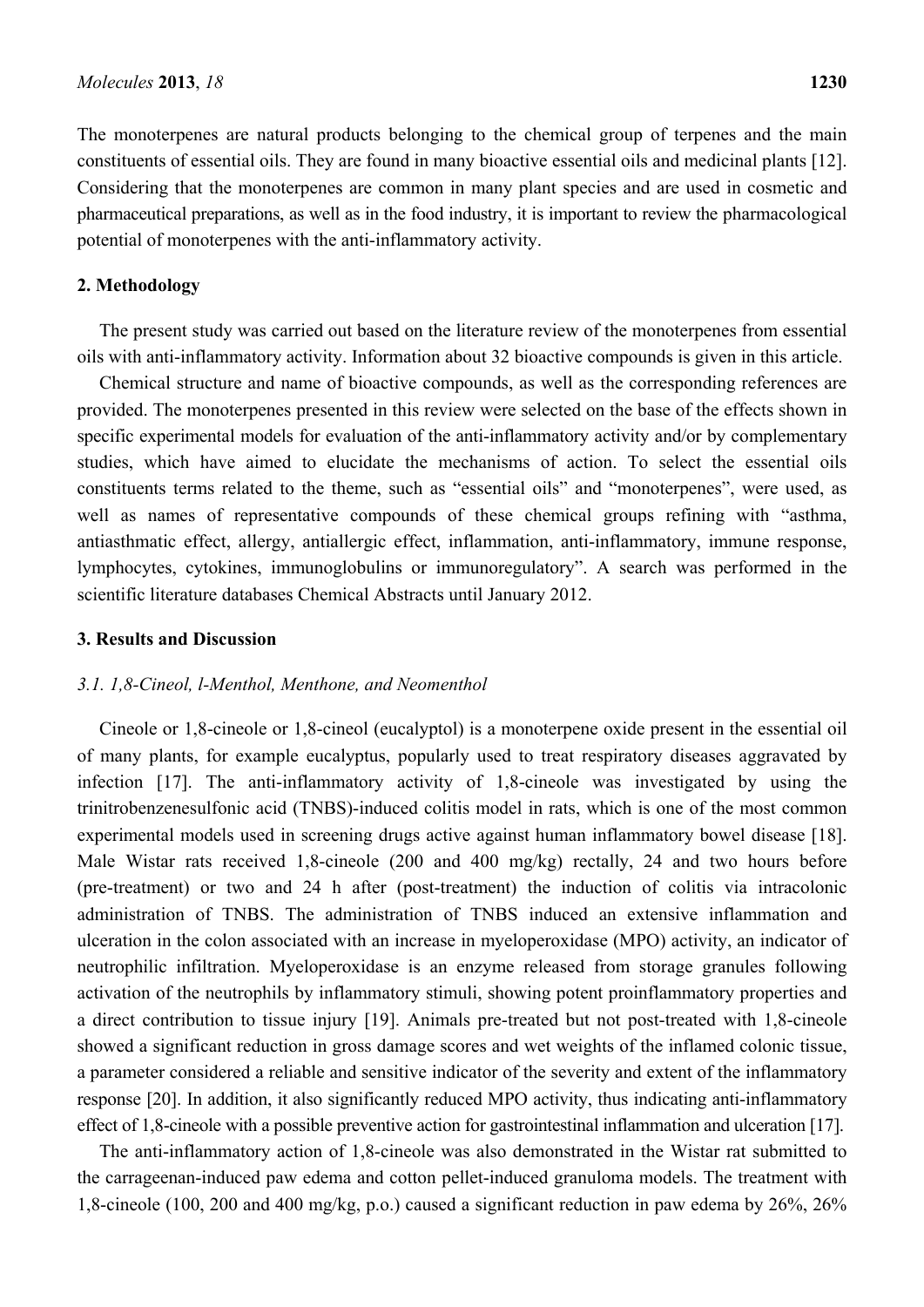The monoterpenes are natural products belonging to the chemical group of terpenes and the main constituents of essential oils. They are found in many bioactive essential oils and medicinal plants [12]. Considering that the monoterpenes are common in many plant species and are used in cosmetic and pharmaceutical preparations, as well as in the food industry, it is important to review the pharmacological potential of monoterpenes with the anti-inflammatory activity.

## 2. Methodology

The present study was carried out based on the literature review of the monoterpenes from essential oils with anti-inflammatory activity. Information about 32 bioactive compounds is given in this article.

Chemical structure and name of bioactive compounds, as well as the corresponding references are provided. The monoterpenes presented in this review were selected on the base of the effects shown in specific experimental models for evaluation of the anti-inflammatory activity and/or by complementary studies, which have aimed to elucidate the mechanisms of action. To select the essential oils constituents terms related to the theme, such as "essential oils" and "monoterpenes", were used, as well as names of representative compounds of these chemical groups refining with "asthma, antiasthmatic effect, allergy, antiallergic effect, inflammation, anti-inflammatory, immune response, lymphocytes, cytokines, immunoglobulins or immunoregulatory". A search was performed in the scientific literature databases Chemical Abstracts until January 2012.

## 3. Results and Discussion

### *3.1. 1,8-Cineol, l-Menthol, Menthone, and Neomenthol*

Cineole or 1,8-cineole or 1,8-cineol (eucalyptol) is a monoterpene oxide present in the essential oil of many plants, for example eucalyptus, popularly used to treat respiratory diseases aggravated by infection [17]. The anti-inflammatory activity of 1,8-cineole was investigated by using the trinitrobenzenesulfonic acid (TNBS)-induced colitis model in rats, which is one of the most common experimental models used in screening drugs active against human inflammatory bowel disease [18]. Male Wistar rats received 1,8-cineole (200 and 400 mg/kg) rectally, 24 and two hours before (pre-treatment) or two and 24 h after (post-treatment) the induction of colitis via intracolonic administration of TNBS. The administration of TNBS induced an extensive inflammation and ulceration in the colon associated with an increase in myeloperoxidase (MPO) activity, an indicator of neutrophilic infiltration. Myeloperoxidase is an enzyme released from storage granules following activation of the neutrophils by inflammatory stimuli, showing potent proinflammatory properties and a direct contribution to tissue injury [19]. Animals pre-treated but not post-treated with 1,8-cineole showed a significant reduction in gross damage scores and wet weights of the inflamed colonic tissue, a parameter considered a reliable and sensitive indicator of the severity and extent of the inflammatory response [20]. In addition, it also significantly reduced MPO activity, thus indicating anti-inflammatory effect of 1,8-cineole with a possible preventive action for gastrointestinal inflammation and ulceration [17].

The anti-inflammatory action of 1,8-cineole was also demonstrated in the Wistar rat submitted to the carrageenan-induced paw edema and cotton pellet-induced granuloma models. The treatment with 1,8-cineole (100, 200 and 400 mg/kg, p.o.) caused a significant reduction in paw edema by 26%, 26%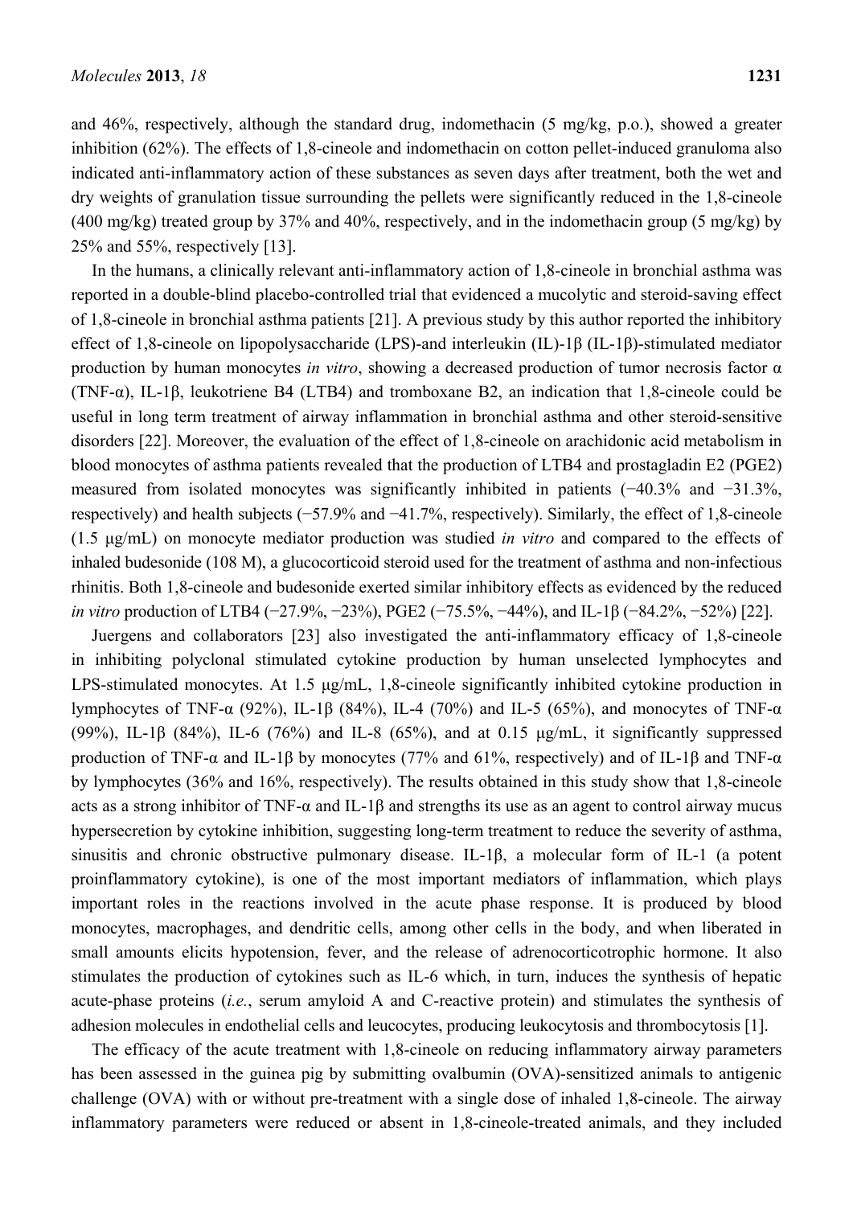and 46%, respectively, although the standard drug, indomethacin (5 mg/kg, p.o.), showed a greater inhibition (62%). The effects of 1,8-cineole and indomethacin on cotton pellet-induced granuloma also indicated anti-inflammatory action of these substances as seven days after treatment, both the wet and dry weights of granulation tissue surrounding the pellets were significantly reduced in the 1,8-cineole (400 mg/kg) treated group by 37% and 40%, respectively, and in the indomethacin group (5 mg/kg) by 25% and 55%, respectively [13].

In the humans, a clinically relevant anti-inflammatory action of 1,8-cineole in bronchial asthma was reported in a double-blind placebo-controlled trial that evidenced a mucolytic and steroid-saving effect of 1,8-cineole in bronchial asthma patients [21]. A previous study by this author reported the inhibitory effect of 1,8-cineole on lipopolysaccharide (LPS)-and interleukin (IL)-1β (IL-1β)-stimulated mediator production by human monocytes *in vitro*, showing a decreased production of tumor necrosis factor α (TNF-α), IL-1β, leukotriene B4 (LTB4) and tromboxane B2, an indication that 1,8-cineole could be useful in long term treatment of airway inflammation in bronchial asthma and other steroid-sensitive disorders [22]. Moreover, the evaluation of the effect of 1,8-cineole on arachidonic acid metabolism in blood monocytes of asthma patients revealed that the production of LTB4 and prostagladin E2 (PGE2) measured from isolated monocytes was significantly inhibited in patients (−40.3% and −31.3%, respectively) and health subjects (−57.9% and −41.7%, respectively). Similarly, the effect of 1,8-cineole (1.5 µg/mL) on monocyte mediator production was studied *in vitro* and compared to the effects of inhaled budesonide (108 M), a glucocorticoid steroid used for the treatment of asthma and non-infectious rhinitis. Both 1,8-cineole and budesonide exerted similar inhibitory effects as evidenced by the reduced *in vitro* production of LTB4 (−27.9%, −23%), PGE2 (−75.5%, −44%), and IL-1β (−84.2%, −52%) [22].

Juergens and collaborators [23] also investigated the anti-inflammatory efficacy of 1,8-cineole in inhibiting polyclonal stimulated cytokine production by human unselected lymphocytes and LPS-stimulated monocytes. At 1.5 µg/mL, 1,8-cineole significantly inhibited cytokine production in lymphocytes of TNF-α (92%), IL-1β (84%), IL-4 (70%) and IL-5 (65%), and monocytes of TNF-α (99%), IL-1β (84%), IL-6 (76%) and IL-8 (65%), and at 0.15 µg/mL, it significantly suppressed production of TNF-α and IL-1β by monocytes (77% and 61%, respectively) and of IL-1β and TNF-α by lymphocytes (36% and 16%, respectively). The results obtained in this study show that 1,8-cineole acts as a strong inhibitor of TNF-α and IL-1β and strengths its use as an agent to control airway mucus hypersecretion by cytokine inhibition, suggesting long-term treatment to reduce the severity of asthma, sinusitis and chronic obstructive pulmonary disease. IL-1β, a molecular form of IL-1 (a potent proinflammatory cytokine), is one of the most important mediators of inflammation, which plays important roles in the reactions involved in the acute phase response. It is produced by blood monocytes, macrophages, and dendritic cells, among other cells in the body, and when liberated in small amounts elicits hypotension, fever, and the release of adrenocorticotrophic hormone. It also stimulates the production of cytokines such as IL-6 which, in turn, induces the synthesis of hepatic acute-phase proteins (*i.e.*, serum amyloid A and C-reactive protein) and stimulates the synthesis of adhesion molecules in endothelial cells and leucocytes, producing leukocytosis and thrombocytosis [1].

The efficacy of the acute treatment with 1,8-cineole on reducing inflammatory airway parameters has been assessed in the guinea pig by submitting ovalbumin (OVA)-sensitized animals to antigenic challenge (OVA) with or without pre-treatment with a single dose of inhaled 1,8-cineole. The airway inflammatory parameters were reduced or absent in 1,8-cineole-treated animals, and they included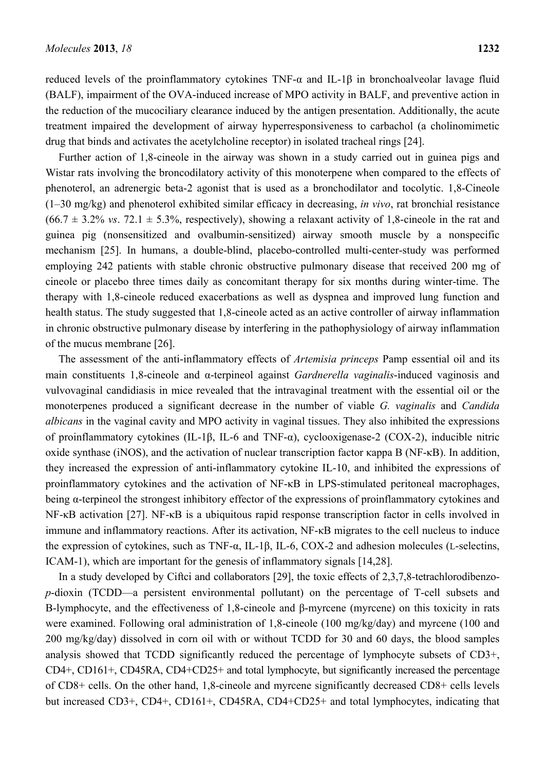reduced levels of the proinflammatory cytokines TNF-α and IL-1β in bronchoalveolar lavage fluid (BALF), impairment of the OVA-induced increase of MPO activity in BALF, and preventive action in the reduction of the mucociliary clearance induced by the antigen presentation. Additionally, the acute treatment impaired the development of airway hyperresponsiveness to carbachol (a cholinomimetic drug that binds and activates the acetylcholine receptor) in isolated tracheal rings [24].

Further action of 1,8-cineole in the airway was shown in a study carried out in guinea pigs and Wistar rats involving the broncodilatory activity of this monoterpene when compared to the effects of phenoterol, an adrenergic beta-2 agonist that is used as a bronchodilator and tocolytic. 1,8-Cineole (1–30 mg/kg) and phenoterol exhibited similar efficacy in decreasing, *in vivo*, rat bronchial resistance (66.7 ± 3.2% *vs*. 72.1 ± 5.3%, respectively), showing a relaxant activity of 1,8-cineole in the rat and guinea pig (nonsensitized and ovalbumin-sensitized) airway smooth muscle by a nonspecific mechanism [25]. In humans, a double-blind, placebo-controlled multi-center-study was performed employing 242 patients with stable chronic obstructive pulmonary disease that received 200 mg of cineole or placebo three times daily as concomitant therapy for six months during winter-time. The therapy with 1,8-cineole reduced exacerbations as well as dyspnea and improved lung function and health status. The study suggested that 1,8-cineole acted as an active controller of airway inflammation in chronic obstructive pulmonary disease by interfering in the pathophysiology of airway inflammation of the mucus membrane [26].

The assessment of the anti-inflammatory effects of *Artemisia princeps* Pamp essential oil and its main constituents 1,8-cineole and α-terpineol against *Gardnerella vaginalis*-induced vaginosis and vulvovaginal candidiasis in mice revealed that the intravaginal treatment with the essential oil or the monoterpenes produced a significant decrease in the number of viable *G. vaginalis* and *Candida albicans* in the vaginal cavity and MPO activity in vaginal tissues. They also inhibited the expressions of proinflammatory cytokines (IL-1β, IL-6 and TNF-α), cyclooxigenase-2 (COX-2), inducible nitric oxide synthase (iNOS), and the activation of nuclear transcription factor κappa B (NF-κB). In addition, they increased the expression of anti-inflammatory cytokine IL-10, and inhibited the expressions of proinflammatory cytokines and the activation of NF-κB in LPS-stimulated peritoneal macrophages, being α-terpineol the strongest inhibitory effector of the expressions of proinflammatory cytokines and NF-κB activation [27]. NF-κB is a ubiquitous rapid response transcription factor in cells involved in immune and inflammatory reactions. After its activation, NF-κB migrates to the cell nucleus to induce the expression of cytokines, such as TNF-α, IL-1β, IL-6, COX-2 and adhesion molecules (L-selectins, ICAM-1), which are important for the genesis of inflammatory signals [14,28].

In a study developed by Ciftci and collaborators [29], the toxic effects of 2,3,7,8-tetrachlorodibenzo-*p*-dioxin (TCDD—a persistent environmental pollutant) on the percentage of T-cell subsets and B-lymphocyte, and the effectiveness of 1,8-cineole and β-myrcene (myrcene) on this toxicity in rats were examined. Following oral administration of 1,8-cineole (100 mg/kg/day) and myrcene (100 and 200 mg/kg/day) dissolved in corn oil with or without TCDD for 30 and 60 days, the blood samples analysis showed that TCDD significantly reduced the percentage of lymphocyte subsets of CD3+, CD4+, CD161+, CD45RA, CD4+CD25+ and total lymphocyte, but significantly increased the percentage of CD8+ cells. On the other hand, 1,8-cineole and myrcene significantly decreased CD8+ cells levels but increased CD3+, CD4+, CD161+, CD45RA, CD4+CD25+ and total lymphocytes, indicating that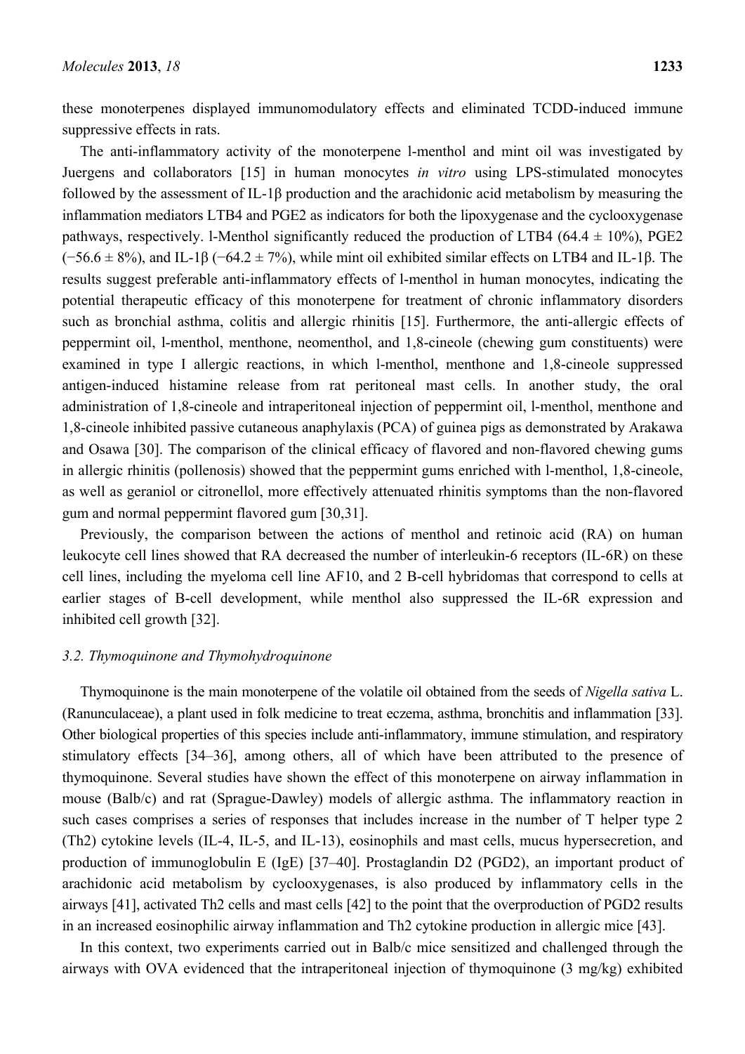these monoterpenes displayed immunomodulatory effects and eliminated TCDD-induced immune suppressive effects in rats.

The anti-inflammatory activity of the monoterpene l-menthol and mint oil was investigated by Juergens and collaborators [15] in human monocytes *in vitro* using LPS-stimulated monocytes followed by the assessment of IL-1β production and the arachidonic acid metabolism by measuring the inflammation mediators LTB4 and PGE2 as indicators for both the lipoxygenase and the cyclooxygenase pathways, respectively. l-Menthol significantly reduced the production of LTB4 (64.4 ± 10%), PGE2 (−56.6 ± 8%), and IL-1β (−64.2 ± 7%), while mint oil exhibited similar effects on LTB4 and IL-1β. The results suggest preferable anti-inflammatory effects of l-menthol in human monocytes, indicating the potential therapeutic efficacy of this monoterpene for treatment of chronic inflammatory disorders such as bronchial asthma, colitis and allergic rhinitis [15]. Furthermore, the anti-allergic effects of peppermint oil, l-menthol, menthone, neomenthol, and 1,8-cineole (chewing gum constituents) were examined in type I allergic reactions, in which l-menthol, menthone and 1,8-cineole suppressed antigen-induced histamine release from rat peritoneal mast cells. In another study, the oral administration of 1,8-cineole and intraperitoneal injection of peppermint oil, l-menthol, menthone and 1,8-cineole inhibited passive cutaneous anaphylaxis (PCA) of guinea pigs as demonstrated by Arakawa and Osawa [30]. The comparison of the clinical efficacy of flavored and non-flavored chewing gums in allergic rhinitis (pollenosis) showed that the peppermint gums enriched with l-menthol, 1,8-cineole, as well as geraniol or citronellol, more effectively attenuated rhinitis symptoms than the non-flavored gum and normal peppermint flavored gum [30,31].

Previously, the comparison between the actions of menthol and retinoic acid (RA) on human leukocyte cell lines showed that RA decreased the number of interleukin-6 receptors (IL-6R) on these cell lines, including the myeloma cell line AF10, and 2 B-cell hybridomas that correspond to cells at earlier stages of B-cell development, while menthol also suppressed the IL-6R expression and inhibited cell growth [32].

### 3.2. Thymoquinone and Thymohydroquinone

Thymoquinone is the main monoterpene of the volatile oil obtained from the seeds of *Nigella sativa* L. (Ranunculaceae), a plant used in folk medicine to treat eczema, asthma, bronchitis and inflammation [33]. Other biological properties of this species include anti-inflammatory, immune stimulation, and respiratory stimulatory effects [34–36], among others, all of which have been attributed to the presence of thymoquinone. Several studies have shown the effect of this monoterpene on airway inflammation in mouse (Balb/c) and rat (Sprague-Dawley) models of allergic asthma. The inflammatory reaction in such cases comprises a series of responses that includes increase in the number of T helper type 2 (Th2) cytokine levels (IL-4, IL-5, and IL-13), eosinophils and mast cells, mucus hypersecretion, and production of immunoglobulin E (IgE) [37–40]. Prostaglandin D2 (PGD2), an important product of arachidonic acid metabolism by cyclooxygenases, is also produced by inflammatory cells in the airways [41], activated Th2 cells and mast cells [42] to the point that the overproduction of PGD2 results in an increased eosinophilic airway inflammation and Th2 cytokine production in allergic mice [43].

In this context, two experiments carried out in Balb/c mice sensitized and challenged through the airways with OVA evidenced that the intraperitoneal injection of thymoquinone (3 mg/kg) exhibited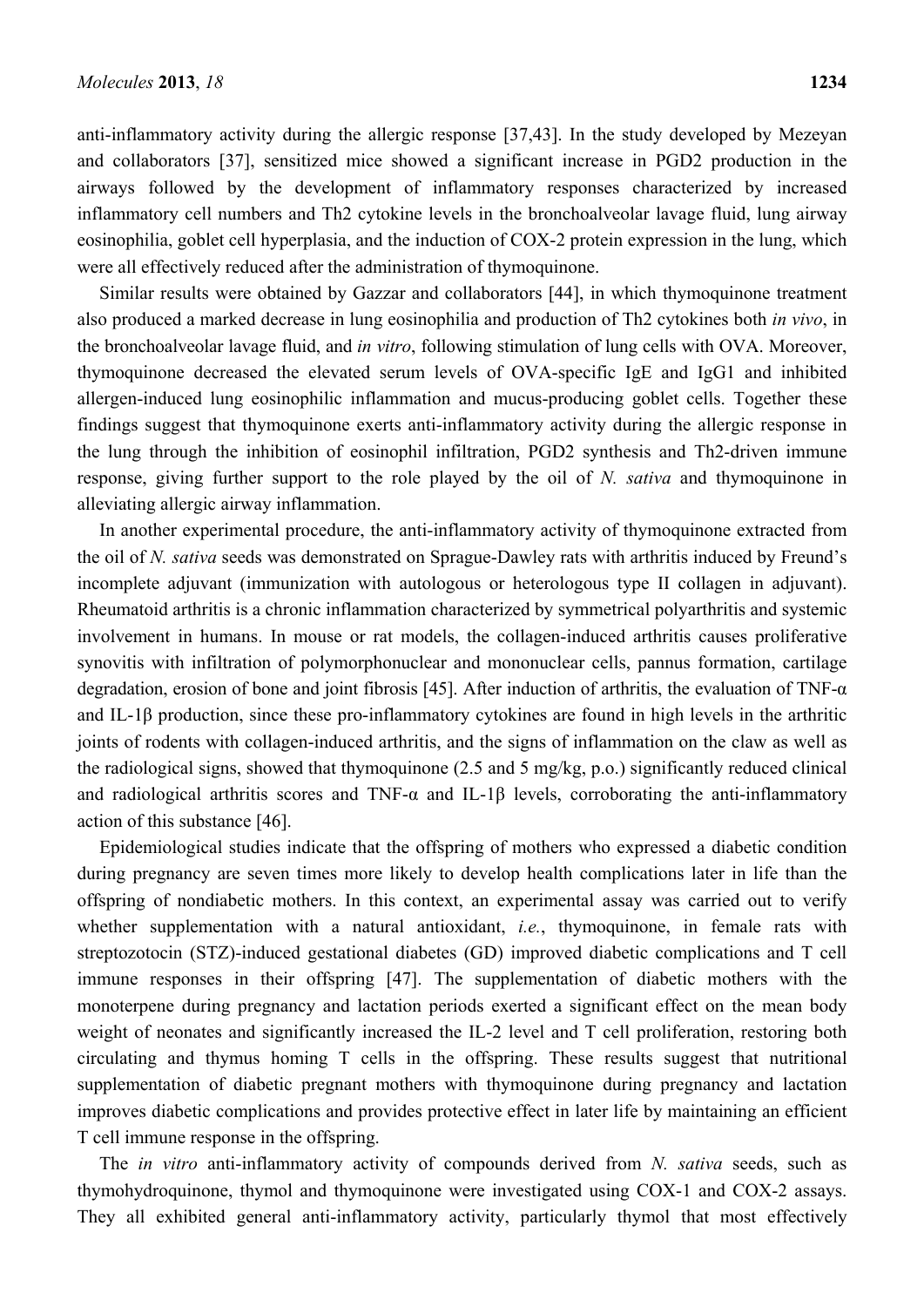anti-inflammatory activity during the allergic response [37,43]. In the study developed by Mezeyan and collaborators [37], sensitized mice showed a significant increase in PGD2 production in the airways followed by the development of inflammatory responses characterized by increased inflammatory cell numbers and Th2 cytokine levels in the bronchoalveolar lavage fluid, lung airway eosinophilia, goblet cell hyperplasia, and the induction of COX-2 protein expression in the lung, which were all effectively reduced after the administration of thymoquinone.

Similar results were obtained by Gazzar and collaborators [44], in which thymoquinone treatment also produced a marked decrease in lung eosinophilia and production of Th2 cytokines both *in vivo*, in the bronchoalveolar lavage fluid, and *in vitro*, following stimulation of lung cells with OVA. Moreover, thymoquinone decreased the elevated serum levels of OVA-specific IgE and IgG1 and inhibited allergen-induced lung eosinophilic inflammation and mucus-producing goblet cells. Together these findings suggest that thymoquinone exerts anti-inflammatory activity during the allergic response in the lung through the inhibition of eosinophil infiltration, PGD2 synthesis and Th2-driven immune response, giving further support to the role played by the oil of *N. sativa* and thymoquinone in alleviating allergic airway inflammation.

In another experimental procedure, the anti-inflammatory activity of thymoquinone extracted from the oil of *N. sativa* seeds was demonstrated on Sprague-Dawley rats with arthritis induced by Freund's incomplete adjuvant (immunization with autologous or heterologous type II collagen in adjuvant). Rheumatoid arthritis is a chronic inflammation characterized by symmetrical polyarthritis and systemic involvement in humans. In mouse or rat models, the collagen-induced arthritis causes proliferative synovitis with infiltration of polymorphonuclear and mononuclear cells, pannus formation, cartilage degradation, erosion of bone and joint fibrosis [45]. After induction of arthritis, the evaluation of TNF-α and IL-1β production, since these pro-inflammatory cytokines are found in high levels in the arthritic joints of rodents with collagen-induced arthritis, and the signs of inflammation on the claw as well as the radiological signs, showed that thymoquinone (2.5 and 5 mg/kg, p.o.) significantly reduced clinical and radiological arthritis scores and TNF-α and IL-1β levels, corroborating the anti-inflammatory action of this substance [46].

Epidemiological studies indicate that the offspring of mothers who expressed a diabetic condition during pregnancy are seven times more likely to develop health complications later in life than the offspring of nondiabetic mothers. In this context, an experimental assay was carried out to verify whether supplementation with a natural antioxidant, *i.e.*, thymoquinone, in female rats with streptozotocin (STZ)-induced gestational diabetes (GD) improved diabetic complications and T cell immune responses in their offspring [47]. The supplementation of diabetic mothers with the monoterpene during pregnancy and lactation periods exerted a significant effect on the mean body weight of neonates and significantly increased the IL-2 level and T cell proliferation, restoring both circulating and thymus homing T cells in the offspring. These results suggest that nutritional supplementation of diabetic pregnant mothers with thymoquinone during pregnancy and lactation improves diabetic complications and provides protective effect in later life by maintaining an efficient T cell immune response in the offspring.

The *in vitro* anti-inflammatory activity of compounds derived from *N. sativa* seeds, such as thymohydroquinone, thymol and thymoquinone were investigated using COX-1 and COX-2 assays. They all exhibited general anti-inflammatory activity, particularly thymol that most effectively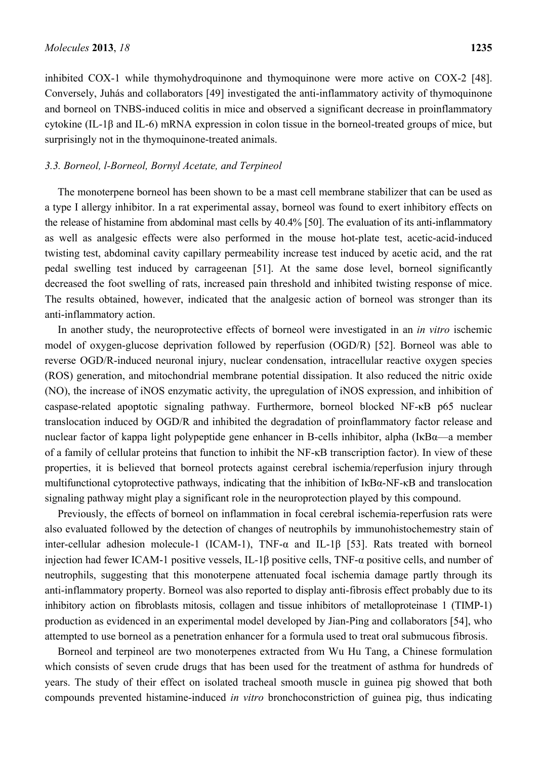inhibited COX-1 while thymohydroquinone and thymoquinone were more active on COX-2 [48]. Conversely, Juhás and collaborators [49] investigated the anti-inflammatory activity of thymoquinone and borneol on TNBS-induced colitis in mice and observed a significant decrease in proinflammatory cytokine (IL-1β and IL-6) mRNA expression in colon tissue in the borneol-treated groups of mice, but surprisingly not in the thymoquinone-treated animals.

### 3.3. Borneol, l-Borneol, Bornyl Acetate, and Terpineol

The monoterpene borneol has been shown to be a mast cell membrane stabilizer that can be used as a type I allergy inhibitor. In a rat experimental assay, borneol was found to exert inhibitory effects on the release of histamine from abdominal mast cells by 40.4% [50]. The evaluation of its anti-inflammatory as well as analgesic effects were also performed in the mouse hot-plate test, acetic-acid-induced twisting test, abdominal cavity capillary permeability increase test induced by acetic acid, and the rat pedal swelling test induced by carrageenan [51]. At the same dose level, borneol significantly decreased the foot swelling of rats, increased pain threshold and inhibited twisting response of mice. The results obtained, however, indicated that the analgesic action of borneol was stronger than its anti-inflammatory action.

In another study, the neuroprotective effects of borneol were investigated in an *in vitro* ischemic model of oxygen-glucose deprivation followed by reperfusion (OGD/R) [52]. Borneol was able to reverse OGD/R-induced neuronal injury, nuclear condensation, intracellular reactive oxygen species (ROS) generation, and mitochondrial membrane potential dissipation. It also reduced the nitric oxide (NO), the increase of iNOS enzymatic activity, the upregulation of iNOS expression, and inhibition of caspase-related apoptotic signaling pathway. Furthermore, borneol blocked NF-κB p65 nuclear translocation induced by OGD/R and inhibited the degradation of proinflammatory factor release and nuclear factor of kappa light polypeptide gene enhancer in B-cells inhibitor, alpha (IκBα—a member of a family of cellular proteins that function to inhibit the NF-κB transcription factor). In view of these properties, it is believed that borneol protects against cerebral ischemia/reperfusion injury through multifunctional cytoprotective pathways, indicating that the inhibition of IκBα-NF-κB and translocation signaling pathway might play a significant role in the neuroprotection played by this compound.

Previously, the effects of borneol on inflammation in focal cerebral ischemia-reperfusion rats were also evaluated followed by the detection of changes of neutrophils by immunohistochemestry stain of inter-cellular adhesion molecule-1 (ICAM-1), TNF-α and IL-1β [53]. Rats treated with borneol injection had fewer ICAM-1 positive vessels, IL-1β positive cells, TNF-α positive cells, and number of neutrophils, suggesting that this monoterpene attenuated focal ischemia damage partly through its anti-inflammatory property. Borneol was also reported to display anti-fibrosis effect probably due to its inhibitory action on fibroblasts mitosis, collagen and tissue inhibitors of metalloproteinase 1 (TIMP-1) production as evidenced in an experimental model developed by Jian-Ping and collaborators [54], who attempted to use borneol as a penetration enhancer for a formula used to treat oral submucous fibrosis.

Borneol and terpineol are two monoterpenes extracted from Wu Hu Tang, a Chinese formulation which consists of seven crude drugs that has been used for the treatment of asthma for hundreds of years. The study of their effect on isolated tracheal smooth muscle in guinea pig showed that both compounds prevented histamine-induced *in vitro* bronchoconstriction of guinea pig, thus indicating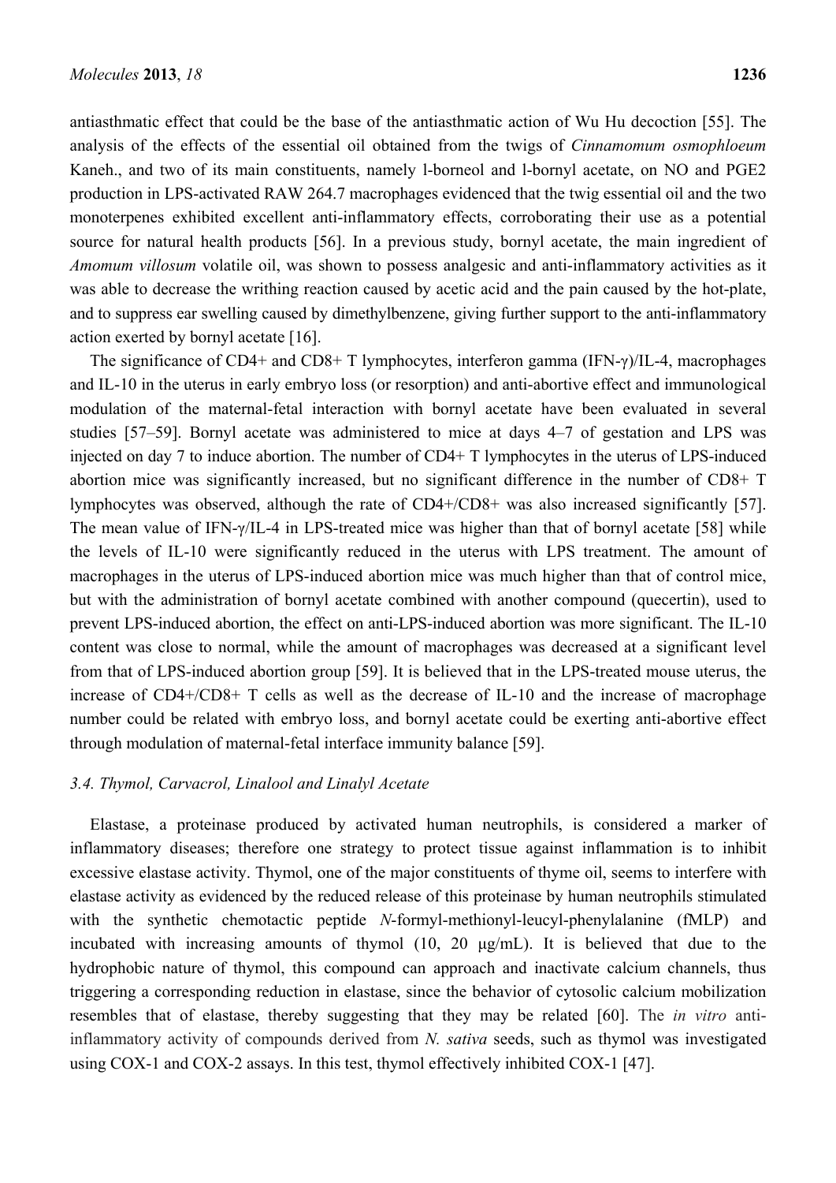antiasthmatic effect that could be the base of the antiasthmatic action of Wu Hu decoction [55]. The analysis of the effects of the essential oil obtained from the twigs of *Cinnamomum osmophloeum* Kaneh., and two of its main constituents, namely l-borneol and l-bornyl acetate, on NO and PGE2 production in LPS-activated RAW 264.7 macrophages evidenced that the twig essential oil and the two monoterpenes exhibited excellent anti-inflammatory effects, corroborating their use as a potential source for natural health products [56]. In a previous study, bornyl acetate, the main ingredient of *Amomum villosum* volatile oil, was shown to possess analgesic and anti-inflammatory activities as it was able to decrease the writhing reaction caused by acetic acid and the pain caused by the hot-plate, and to suppress ear swelling caused by dimethylbenzene, giving further support to the anti-inflammatory action exerted by bornyl acetate [16].

The significance of CD4+ and CD8+ T lymphocytes, interferon gamma (IFN-γ)/IL-4, macrophages and IL-10 in the uterus in early embryo loss (or resorption) and anti-abortive effect and immunological modulation of the maternal-fetal interaction with bornyl acetate have been evaluated in several studies [57–59]. Bornyl acetate was administered to mice at days 4–7 of gestation and LPS was injected on day 7 to induce abortion. The number of CD4+ T lymphocytes in the uterus of LPS-induced abortion mice was significantly increased, but no significant difference in the number of CD8+ T lymphocytes was observed, although the rate of CD4+/CD8+ was also increased significantly [57]. The mean value of IFN-γ/IL-4 in LPS-treated mice was higher than that of bornyl acetate [58] while the levels of IL-10 were significantly reduced in the uterus with LPS treatment. The amount of macrophages in the uterus of LPS-induced abortion mice was much higher than that of control mice, but with the administration of bornyl acetate combined with another compound (quecertin), used to prevent LPS-induced abortion, the effect on anti-LPS-induced abortion was more significant. The IL-10 content was close to normal, while the amount of macrophages was decreased at a significant level from that of LPS-induced abortion group [59]. It is believed that in the LPS-treated mouse uterus, the increase of CD4+/CD8+ T cells as well as the decrease of IL-10 and the increase of macrophage number could be related with embryo loss, and bornyl acetate could be exerting anti-abortive effect through modulation of maternal-fetal interface immunity balance [59].

### 3.4. Thymol, Carvacrol, Linalool and Linalyl Acetate

Elastase, a proteinase produced by activated human neutrophils, is considered a marker of inflammatory diseases; therefore one strategy to protect tissue against inflammation is to inhibit excessive elastase activity. Thymol, one of the major constituents of thyme oil, seems to interfere with elastase activity as evidenced by the reduced release of this proteinase by human neutrophils stimulated with the synthetic chemotactic peptide *N*-formyl-methionyl-leucyl-phenylalanine (fMLP) and incubated with increasing amounts of thymol (10, 20 μg/mL). It is believed that due to the hydrophobic nature of thymol, this compound can approach and inactivate calcium channels, thus triggering a corresponding reduction in elastase, since the behavior of cytosolic calcium mobilization resembles that of elastase, thereby suggesting that they may be related [60]. The *in vitro* anti-inflammatory activity of compounds derived from *N. sativa* seeds, such as thymol was investigated using COX-1 and COX-2 assays. In this test, thymol effectively inhibited COX-1 [47].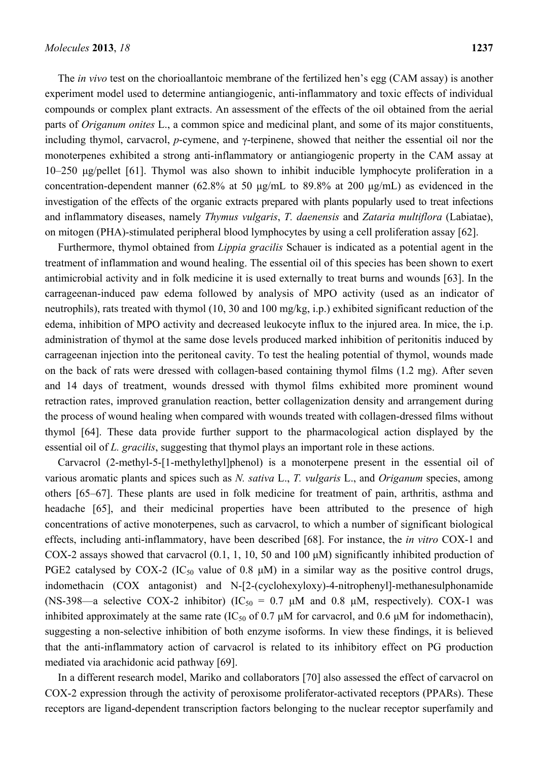The *in vivo* test on the chorioallantoic membrane of the fertilized hen's egg (CAM assay) is another experiment model used to determine antiangiogenic, anti-inflammatory and toxic effects of individual compounds or complex plant extracts. An assessment of the effects of the oil obtained from the aerial parts of *Origanum onites* L., a common spice and medicinal plant, and some of its major constituents, including thymol, carvacrol, *p*-cymene, and γ-terpinene, showed that neither the essential oil nor the monoterpenes exhibited a strong anti-inflammatory or antiangiogenic property in the CAM assay at 10–250 μg/pellet [61]. Thymol was also shown to inhibit inducible lymphocyte proliferation in a concentration-dependent manner (62.8% at 50 μg/mL to 89.8% at 200 μg/mL) as evidenced in the investigation of the effects of the organic extracts prepared with plants popularly used to treat infections and inflammatory diseases, namely *Thymus vulgaris*, *T. daenensis* and *Zataria multiflora* (Labiatae), on mitogen (PHA)-stimulated peripheral blood lymphocytes by using a cell proliferation assay [62].

Furthermore, thymol obtained from *Lippia gracilis* Schauer is indicated as a potential agent in the treatment of inflammation and wound healing. The essential oil of this species has been shown to exert antimicrobial activity and in folk medicine it is used externally to treat burns and wounds [63]. In the carrageenan-induced paw edema followed by analysis of MPO activity (used as an indicator of neutrophils), rats treated with thymol (10, 30 and 100 mg/kg, i.p.) exhibited significant reduction of the edema, inhibition of MPO activity and decreased leukocyte influx to the injured area. In mice, the i.p. administration of thymol at the same dose levels produced marked inhibition of peritonitis induced by carrageenan injection into the peritoneal cavity. To test the healing potential of thymol, wounds made on the back of rats were dressed with collagen-based containing thymol films (1.2 mg). After seven and 14 days of treatment, wounds dressed with thymol films exhibited more prominent wound retraction rates, improved granulation reaction, better collagenization density and arrangement during the process of wound healing when compared with wounds treated with collagen-dressed films without thymol [64]. These data provide further support to the pharmacological action displayed by the essential oil of *L. gracilis*, suggesting that thymol plays an important role in these actions.

Carvacrol (2-methyl-5-[1-methylethyl]phenol) is a monoterpene present in the essential oil of various aromatic plants and spices such as *N. sativa* L., *T. vulgaris* L., and *Origanum* species, among others [65–67]. These plants are used in folk medicine for treatment of pain, arthritis, asthma and headache [65], and their medicinal properties have been attributed to the presence of high concentrations of active monoterpenes, such as carvacrol, to which a number of significant biological effects, including anti-inflammatory, have been described [68]. For instance, the *in vitro* COX-1 and COX-2 assays showed that carvacrol (0.1, 1, 10, 50 and 100 μM) significantly inhibited production of PGE2 catalysed by COX-2 ($IC_{50}$ value of 0.8 μM) in a similar way as the positive control drugs, indomethacin (COX antagonist) and N-[2-(cyclohexyloxy)-4-nitrophenyl]-methanesulphonamide (NS-398—a selective COX-2 inhibitor) ($IC_{50}$ = 0.7 μM and 0.8 μM, respectively). COX-1 was inhibited approximately at the same rate ($IC_{50}$ of 0.7 μM for carvacrol, and 0.6 μM for indomethacin), suggesting a non-selective inhibition of both enzyme isoforms. In view these findings, it is believed that the anti-inflammatory action of carvacrol is related to its inhibitory effect on PG production mediated via arachidonic acid pathway [69].

In a different research model, Mariko and collaborators [70] also assessed the effect of carvacrol on COX-2 expression through the activity of peroxisome proliferator-activated receptors (PPARs). These receptors are ligand-dependent transcription factors belonging to the nuclear receptor superfamily and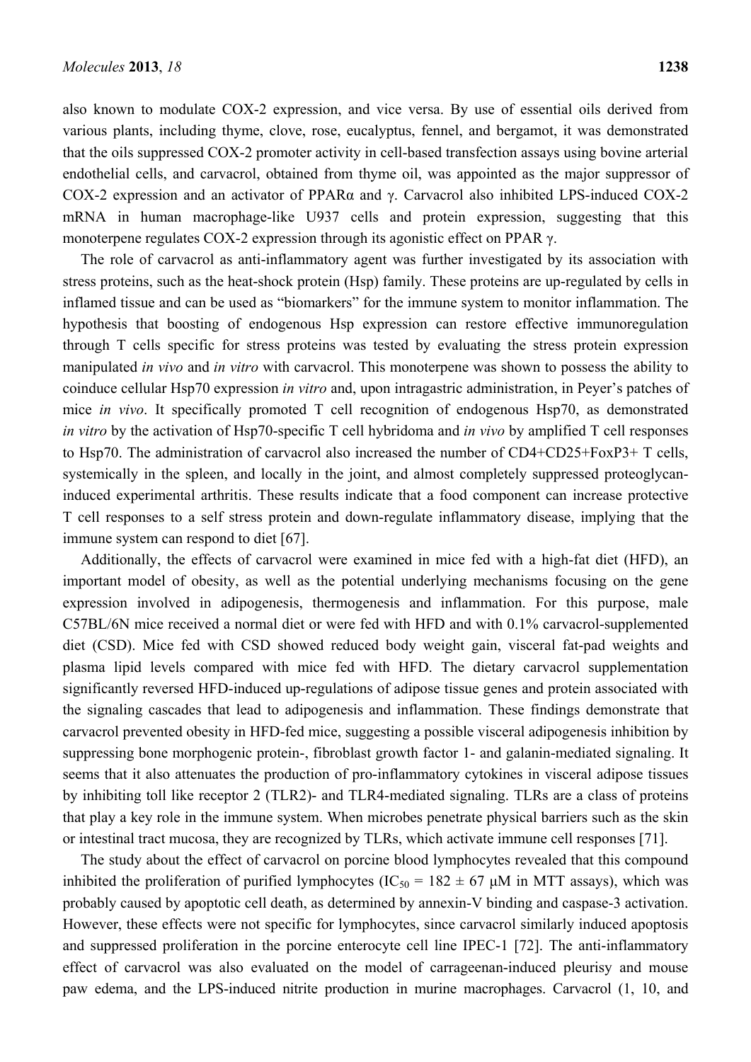also known to modulate COX-2 expression, and vice versa. By use of essential oils derived from various plants, including thyme, clove, rose, eucalyptus, fennel, and bergamot, it was demonstrated that the oils suppressed COX-2 promoter activity in cell-based transfection assays using bovine arterial endothelial cells, and carvacrol, obtained from thyme oil, was appointed as the major suppressor of COX-2 expression and an activator of PPARα and γ. Carvacrol also inhibited LPS-induced COX-2 mRNA in human macrophage-like U937 cells and protein expression, suggesting that this monoterpene regulates COX-2 expression through its agonistic effect on PPAR γ.

The role of carvacrol as anti-inflammatory agent was further investigated by its association with stress proteins, such as the heat-shock protein (Hsp) family. These proteins are up-regulated by cells in inflamed tissue and can be used as "biomarkers" for the immune system to monitor inflammation. The hypothesis that boosting of endogenous Hsp expression can restore effective immunoregulation through T cells specific for stress proteins was tested by evaluating the stress protein expression manipulated *in vivo* and *in vitro* with carvacrol. This monoterpene was shown to possess the ability to coinduce cellular Hsp70 expression *in vitro* and, upon intragastric administration, in Peyer's patches of mice *in vivo*. It specifically promoted T cell recognition of endogenous Hsp70, as demonstrated *in vitro* by the activation of Hsp70-specific T cell hybridoma and *in vivo* by amplified T cell responses to Hsp70. The administration of carvacrol also increased the number of CD4+CD25+FoxP3+ T cells, systemically in the spleen, and locally in the joint, and almost completely suppressed proteoglycan-induced experimental arthritis. These results indicate that a food component can increase protective T cell responses to a self stress protein and down-regulate inflammatory disease, implying that the immune system can respond to diet [67].

Additionally, the effects of carvacrol were examined in mice fed with a high-fat diet (HFD), an important model of obesity, as well as the potential underlying mechanisms focusing on the gene expression involved in adipogenesis, thermogenesis and inflammation. For this purpose, male C57BL/6N mice received a normal diet or were fed with HFD and with 0.1% carvacrol-supplemented diet (CSD). Mice fed with CSD showed reduced body weight gain, visceral fat-pad weights and plasma lipid levels compared with mice fed with HFD. The dietary carvacrol supplementation significantly reversed HFD-induced up-regulations of adipose tissue genes and protein associated with the signaling cascades that lead to adipogenesis and inflammation. These findings demonstrate that carvacrol prevented obesity in HFD-fed mice, suggesting a possible visceral adipogenesis inhibition by suppressing bone morphogenic protein-, fibroblast growth factor 1- and galanin-mediated signaling. It seems that it also attenuates the production of pro-inflammatory cytokines in visceral adipose tissues by inhibiting toll like receptor 2 (TLR2)- and TLR4-mediated signaling. TLRs are a class of proteins that play a key role in the immune system. When microbes penetrate physical barriers such as the skin or intestinal tract mucosa, they are recognized by TLRs, which activate immune cell responses [71].

The study about the effect of carvacrol on porcine blood lymphocytes revealed that this compound inhibited the proliferation of purified lymphocytes ($IC_{50}$ = 182 ± 67 μM in MTT assays), which was probably caused by apoptotic cell death, as determined by annexin-V binding and caspase-3 activation. However, these effects were not specific for lymphocytes, since carvacrol similarly induced apoptosis and suppressed proliferation in the porcine enterocyte cell line IPEC-1 [72]. The anti-inflammatory effect of carvacrol was also evaluated on the model of carrageenan-induced pleurisy and mouse paw edema, and the LPS-induced nitrite production in murine macrophages. Carvacrol (1, 10, and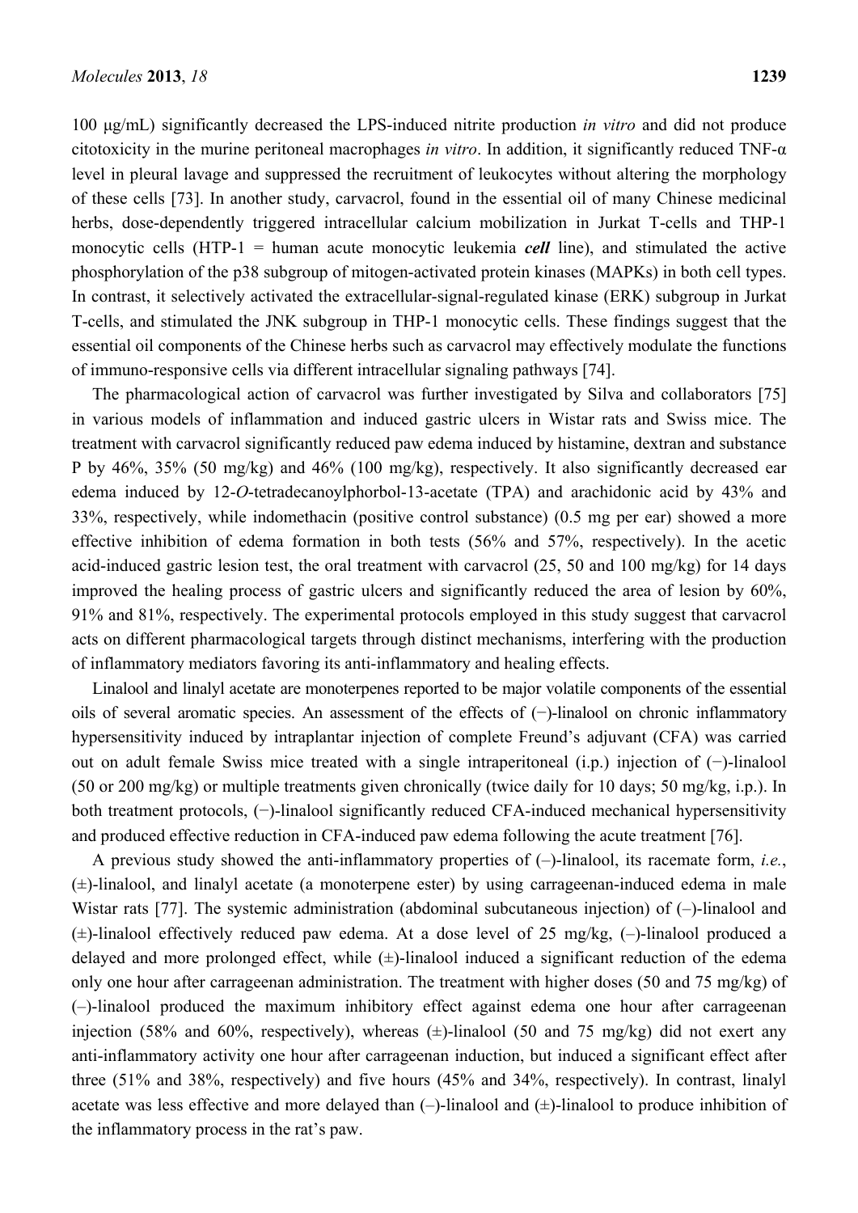100 μg/mL) significantly decreased the LPS-induced nitrite production *in vitro* and did not produce citotoxicity in the murine peritoneal macrophages *in vitro*. In addition, it significantly reduced TNF-α level in pleural lavage and suppressed the recruitment of leukocytes without altering the morphology of these cells [73]. In another study, carvacrol, found in the essential oil of many Chinese medicinal herbs, dose-dependently triggered intracellular calcium mobilization in Jurkat T-cells and THP-1 monocytic cells (HTP-1 = human acute monocytic leukemia ***cell*** line), and stimulated the active phosphorylation of the p38 subgroup of mitogen-activated protein kinases (MAPKs) in both cell types. In contrast, it selectively activated the extracellular-signal-regulated kinase (ERK) subgroup in Jurkat T-cells, and stimulated the JNK subgroup in THP-1 monocytic cells. These findings suggest that the essential oil components of the Chinese herbs such as carvacrol may effectively modulate the functions of immuno-responsive cells via different intracellular signaling pathways [74].

The pharmacological action of carvacrol was further investigated by Silva and collaborators [75] in various models of inflammation and induced gastric ulcers in Wistar rats and Swiss mice. The treatment with carvacrol significantly reduced paw edema induced by histamine, dextran and substance P by 46%, 35% (50 mg/kg) and 46% (100 mg/kg), respectively. It also significantly decreased ear edema induced by 12-*O*-tetradecanoylphorbol-13-acetate (TPA) and arachidonic acid by 43% and 33%, respectively, while indomethacin (positive control substance) (0.5 mg per ear) showed a more effective inhibition of edema formation in both tests (56% and 57%, respectively). In the acetic acid-induced gastric lesion test, the oral treatment with carvacrol (25, 50 and 100 mg/kg) for 14 days improved the healing process of gastric ulcers and significantly reduced the area of lesion by 60%, 91% and 81%, respectively. The experimental protocols employed in this study suggest that carvacrol acts on different pharmacological targets through distinct mechanisms, interfering with the production of inflammatory mediators favoring its anti-inflammatory and healing effects.

Linalool and linalyl acetate are monoterpenes reported to be major volatile components of the essential oils of several aromatic species. An assessment of the effects of (−)-linalool on chronic inflammatory hypersensitivity induced by intraplantar injection of complete Freund's adjuvant (CFA) was carried out on adult female Swiss mice treated with a single intraperitoneal (i.p.) injection of (−)-linalool (50 or 200 mg/kg) or multiple treatments given chronically (twice daily for 10 days; 50 mg/kg, i.p.). In both treatment protocols, (−)-linalool significantly reduced CFA-induced mechanical hypersensitivity and produced effective reduction in CFA-induced paw edema following the acute treatment [76].

A previous study showed the anti-inflammatory properties of (–)-linalool, its racemate form, *i.e.*, (±)-linalool, and linalyl acetate (a monoterpene ester) by using carrageenan-induced edema in male Wistar rats [77]. The systemic administration (abdominal subcutaneous injection) of (–)-linalool and (±)-linalool effectively reduced paw edema. At a dose level of 25 mg/kg, (–)-linalool produced a delayed and more prolonged effect, while (±)-linalool induced a significant reduction of the edema only one hour after carrageenan administration. The treatment with higher doses (50 and 75 mg/kg) of (–)-linalool produced the maximum inhibitory effect against edema one hour after carrageenan injection (58% and 60%, respectively), whereas (±)-linalool (50 and 75 mg/kg) did not exert any anti-inflammatory activity one hour after carrageenan induction, but induced a significant effect after three (51% and 38%, respectively) and five hours (45% and 34%, respectively). In contrast, linalyl acetate was less effective and more delayed than (–)-linalool and (±)-linalool to produce inhibition of the inflammatory process in the rat's paw.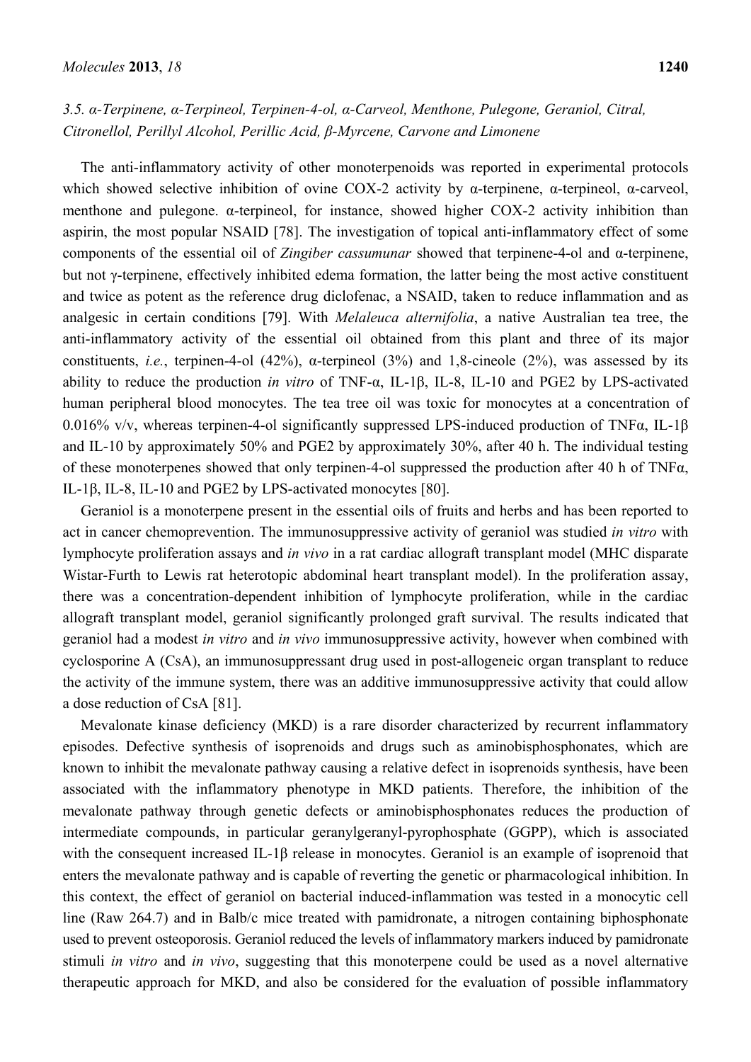### *3.5. α-Terpinene, α-Terpineol, Terpinen-4-ol, α-Carveol, Menthone, Pulegone, Geraniol, Citral, Citronellol, Perillyl Alcohol, Perillic Acid, β-Myrcene, Carvone and Limonene*

The anti-inflammatory activity of other monoterpenoids was reported in experimental protocols which showed selective inhibition of ovine COX-2 activity by α-terpinene, α-terpineol, α-carveol, menthone and pulegone. α-terpineol, for instance, showed higher COX-2 activity inhibition than aspirin, the most popular NSAID [78]. The investigation of topical anti-inflammatory effect of some components of the essential oil of *Zingiber cassumunar* showed that terpinene-4-ol and α-terpinene, but not γ-terpinene, effectively inhibited edema formation, the latter being the most active constituent and twice as potent as the reference drug diclofenac, a NSAID, taken to reduce inflammation and as analgesic in certain conditions [79]. With *Melaleuca alternifolia*, a native Australian tea tree, the anti-inflammatory activity of the essential oil obtained from this plant and three of its major constituents, *i.e.*, terpinen-4-ol (42%), α-terpineol (3%) and 1,8-cineole (2%), was assessed by its ability to reduce the production *in vitro* of TNF-α, IL-1β, IL-8, IL-10 and PGE2 by LPS-activated human peripheral blood monocytes. The tea tree oil was toxic for monocytes at a concentration of 0.016% v/v, whereas terpinen-4-ol significantly suppressed LPS-induced production of TNFα, IL-1β and IL-10 by approximately 50% and PGE2 by approximately 30%, after 40 h. The individual testing of these monoterpenes showed that only terpinen-4-ol suppressed the production after 40 h of TNFα, IL-1β, IL-8, IL-10 and PGE2 by LPS-activated monocytes [80].

Geraniol is a monoterpene present in the essential oils of fruits and herbs and has been reported to act in cancer chemoprevention. The immunosuppressive activity of geraniol was studied *in vitro* with lymphocyte proliferation assays and *in vivo* in a rat cardiac allograft transplant model (MHC disparate Wistar-Furth to Lewis rat heterotopic abdominal heart transplant model). In the proliferation assay, there was a concentration-dependent inhibition of lymphocyte proliferation, while in the cardiac allograft transplant model, geraniol significantly prolonged graft survival. The results indicated that geraniol had a modest *in vitro* and *in vivo* immunosuppressive activity, however when combined with cyclosporine A (CsA), an immunosuppressant drug used in post-allogeneic organ transplant to reduce the activity of the immune system, there was an additive immunosuppressive activity that could allow a dose reduction of CsA [81].

Mevalonate kinase deficiency (MKD) is a rare disorder characterized by recurrent inflammatory episodes. Defective synthesis of isoprenoids and drugs such as aminobisphosphonates, which are known to inhibit the mevalonate pathway causing a relative defect in isoprenoids synthesis, have been associated with the inflammatory phenotype in MKD patients. Therefore, the inhibition of the mevalonate pathway through genetic defects or aminobisphosphonates reduces the production of intermediate compounds, in particular geranylgeranyl-pyrophosphate (GGPP), which is associated with the consequent increased IL-1β release in monocytes. Geraniol is an example of isoprenoid that enters the mevalonate pathway and is capable of reverting the genetic or pharmacological inhibition. In this context, the effect of geraniol on bacterial induced-inflammation was tested in a monocytic cell line (Raw 264.7) and in Balb/c mice treated with pamidronate, a nitrogen containing biphosphonate used to prevent osteoporosis. Geraniol reduced the levels of inflammatory markers induced by pamidronate stimuli *in vitro* and *in vivo*, suggesting that this monoterpene could be used as a novel alternative therapeutic approach for MKD, and also be considered for the evaluation of possible inflammatory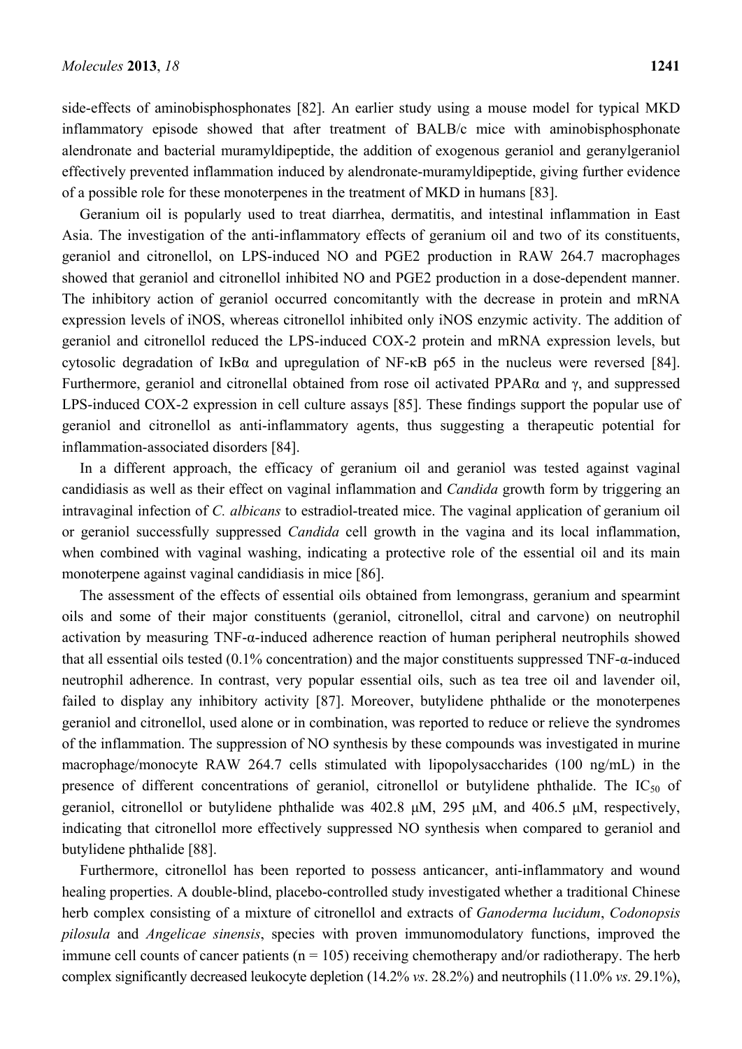side-effects of aminobisphosphonates [82]. An earlier study using a mouse model for typical MKD inflammatory episode showed that after treatment of BALB/c mice with aminobisphosphonate alendronate and bacterial muramyldipeptide, the addition of exogenous geraniol and geranylgeraniol effectively prevented inflammation induced by alendronate-muramyldipeptide, giving further evidence of a possible role for these monoterpenes in the treatment of MKD in humans [83].

Geranium oil is popularly used to treat diarrhea, dermatitis, and intestinal inflammation in East Asia. The investigation of the anti-inflammatory effects of geranium oil and two of its constituents, geraniol and citronellol, on LPS-induced NO and PGE2 production in RAW 264.7 macrophages showed that geraniol and citronellol inhibited NO and PGE2 production in a dose-dependent manner. The inhibitory action of geraniol occurred concomitantly with the decrease in protein and mRNA expression levels of iNOS, whereas citronellol inhibited only iNOS enzymic activity. The addition of geraniol and citronellol reduced the LPS-induced COX-2 protein and mRNA expression levels, but cytosolic degradation of IκBα and upregulation of NF-κB p65 in the nucleus were reversed [84]. Furthermore, geraniol and citronellal obtained from rose oil activated PPARα and γ, and suppressed LPS-induced COX-2 expression in cell culture assays [85]. These findings support the popular use of geraniol and citronellol as anti-inflammatory agents, thus suggesting a therapeutic potential for inflammation-associated disorders [84].

In a different approach, the efficacy of geranium oil and geraniol was tested against vaginal candidiasis as well as their effect on vaginal inflammation and *Candida* growth form by triggering an intravaginal infection of *C. albicans* to estradiol-treated mice. The vaginal application of geranium oil or geraniol successfully suppressed *Candida* cell growth in the vagina and its local inflammation, when combined with vaginal washing, indicating a protective role of the essential oil and its main monoterpene against vaginal candidiasis in mice [86].

The assessment of the effects of essential oils obtained from lemongrass, geranium and spearmint oils and some of their major constituents (geraniol, citronellol, citral and carvone) on neutrophil activation by measuring TNF-α-induced adherence reaction of human peripheral neutrophils showed that all essential oils tested (0.1% concentration) and the major constituents suppressed TNF-α-induced neutrophil adherence. In contrast, very popular essential oils, such as tea tree oil and lavender oil, failed to display any inhibitory activity [87]. Moreover, butylidene phthalide or the monoterpenes geraniol and citronellol, used alone or in combination, was reported to reduce or relieve the syndromes of the inflammation. The suppression of NO synthesis by these compounds was investigated in murine macrophage/monocyte RAW 264.7 cells stimulated with lipopolysaccharides (100 ng/mL) in the presence of different concentrations of geraniol, citronellol or butylidene phthalide. The $IC_{50}$ of geraniol, citronellol or butylidene phthalide was 402.8 μM, 295 μM, and 406.5 μM, respectively, indicating that citronellol more effectively suppressed NO synthesis when compared to geraniol and butylidene phthalide [88].

Furthermore, citronellol has been reported to possess anticancer, anti-inflammatory and wound healing properties. A double-blind, placebo-controlled study investigated whether a traditional Chinese herb complex consisting of a mixture of citronellol and extracts of *Ganoderma lucidum*, *Codonopsis pilosula* and *Angelicae sinensis*, species with proven immunomodulatory functions, improved the immune cell counts of cancer patients (n = 105) receiving chemotherapy and/or radiotherapy. The herb complex significantly decreased leukocyte depletion (14.2% *vs*. 28.2%) and neutrophils (11.0% *vs*. 29.1%),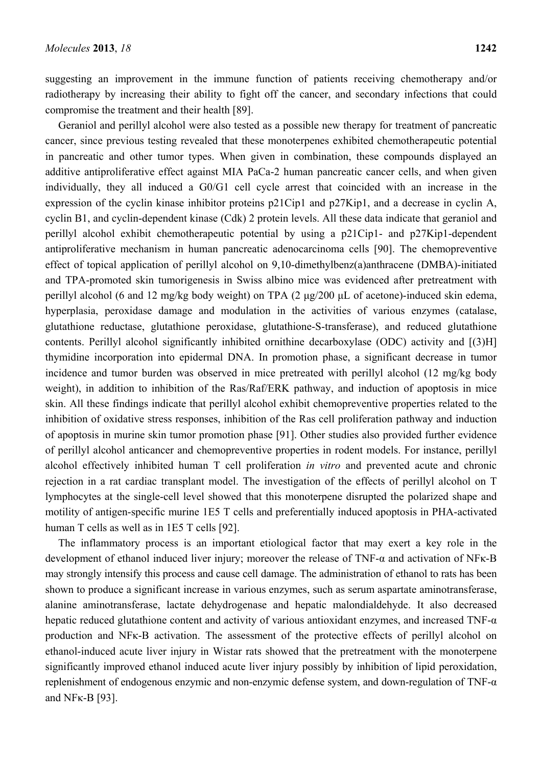suggesting an improvement in the immune function of patients receiving chemotherapy and/or radiotherapy by increasing their ability to fight off the cancer, and secondary infections that could compromise the treatment and their health [89].

Geraniol and perillyl alcohol were also tested as a possible new therapy for treatment of pancreatic cancer, since previous testing revealed that these monoterpenes exhibited chemotherapeutic potential in pancreatic and other tumor types. When given in combination, these compounds displayed an additive antiproliferative effect against MIA PaCa-2 human pancreatic cancer cells, and when given individually, they all induced a G0/G1 cell cycle arrest that coincided with an increase in the expression of the cyclin kinase inhibitor proteins p21Cip1 and p27Kip1, and a decrease in cyclin A, cyclin B1, and cyclin-dependent kinase (Cdk) 2 protein levels. All these data indicate that geraniol and perillyl alcohol exhibit chemotherapeutic potential by using a p21Cip1- and p27Kip1-dependent antiproliferative mechanism in human pancreatic adenocarcinoma cells [90]. The chemopreventive effect of topical application of perillyl alcohol on 9,10-dimethylbenz(a)anthracene (DMBA)-initiated and TPA-promoted skin tumorigenesis in Swiss albino mice was evidenced after pretreatment with perillyl alcohol (6 and 12 mg/kg body weight) on TPA (2 μg/200 μL of acetone)-induced skin edema, hyperplasia, peroxidase damage and modulation in the activities of various enzymes (catalase, glutathione reductase, glutathione peroxidase, glutathione-S-transferase), and reduced glutathione contents. Perillyl alcohol significantly inhibited ornithine decarboxylase (ODC) activity and [(3)H] thymidine incorporation into epidermal DNA. In promotion phase, a significant decrease in tumor incidence and tumor burden was observed in mice pretreated with perillyl alcohol (12 mg/kg body weight), in addition to inhibition of the Ras/Raf/ERK pathway, and induction of apoptosis in mice skin. All these findings indicate that perillyl alcohol exhibit chemopreventive properties related to the inhibition of oxidative stress responses, inhibition of the Ras cell proliferation pathway and induction of apoptosis in murine skin tumor promotion phase [91]. Other studies also provided further evidence of perillyl alcohol anticancer and chemopreventive properties in rodent models. For instance, perillyl alcohol effectively inhibited human T cell proliferation *in vitro* and prevented acute and chronic rejection in a rat cardiac transplant model. The investigation of the effects of perillyl alcohol on T lymphocytes at the single-cell level showed that this monoterpene disrupted the polarized shape and motility of antigen-specific murine 1E5 T cells and preferentially induced apoptosis in PHA-activated human T cells as well as in 1E5 T cells [92].

The inflammatory process is an important etiological factor that may exert a key role in the development of ethanol induced liver injury; moreover the release of TNF-α and activation of NFκ-B may strongly intensify this process and cause cell damage. The administration of ethanol to rats has been shown to produce a significant increase in various enzymes, such as serum aspartate aminotransferase, alanine aminotransferase, lactate dehydrogenase and hepatic malondialdehyde. It also decreased hepatic reduced glutathione content and activity of various antioxidant enzymes, and increased TNF-α production and NFκ-B activation. The assessment of the protective effects of perillyl alcohol on ethanol-induced acute liver injury in Wistar rats showed that the pretreatment with the monoterpene significantly improved ethanol induced acute liver injury possibly by inhibition of lipid peroxidation, replenishment of endogenous enzymic and non-enzymic defense system, and down-regulation of TNF-α and NFκ-B [93].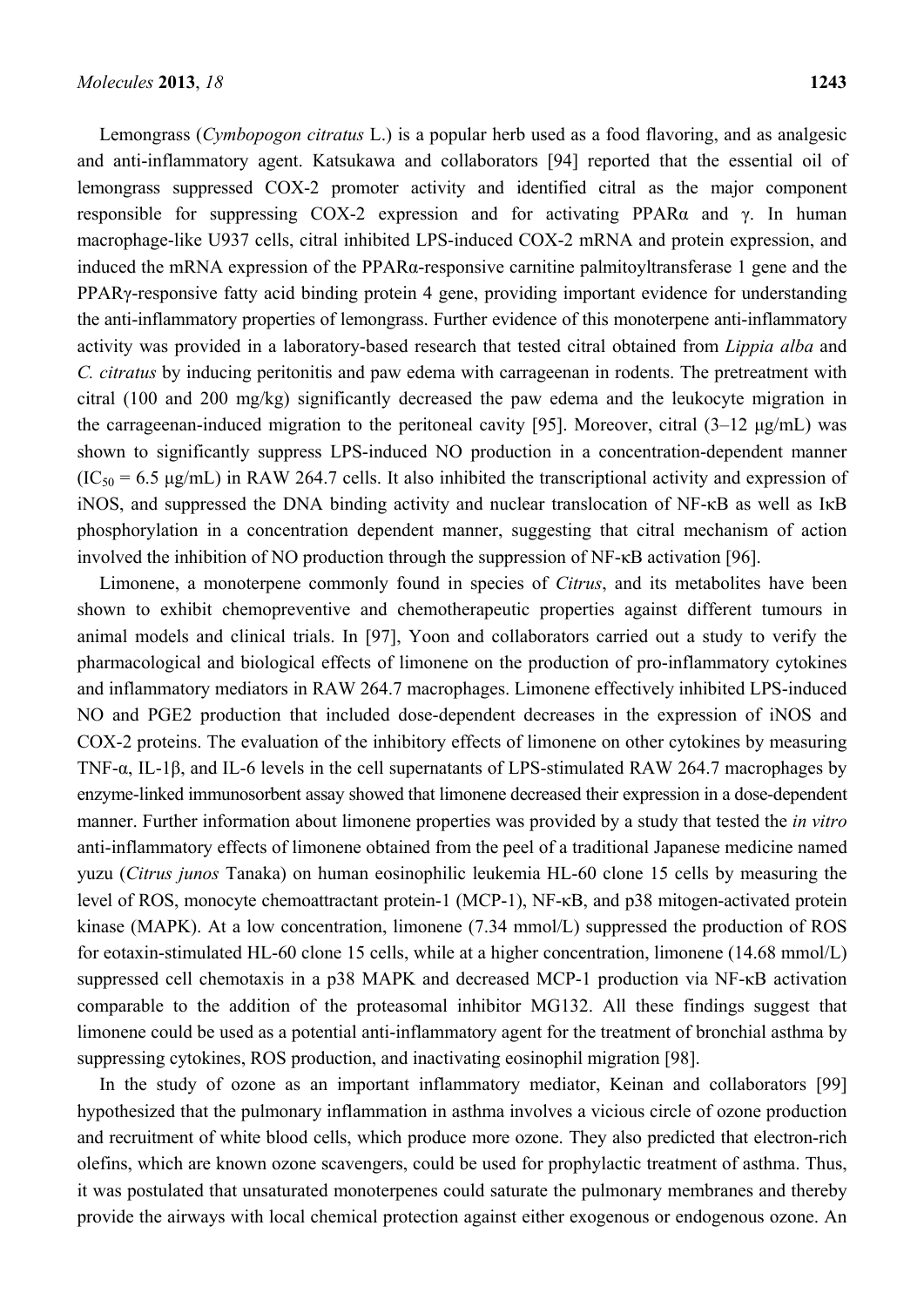Lemongrass (*Cymbopogon citratus* L.) is a popular herb used as a food flavoring, and as analgesic and anti-inflammatory agent. Katsukawa and collaborators [94] reported that the essential oil of lemongrass suppressed COX-2 promoter activity and identified citral as the major component responsible for suppressing COX-2 expression and for activating PPARα and γ. In human macrophage-like U937 cells, citral inhibited LPS-induced COX-2 mRNA and protein expression, and induced the mRNA expression of the PPARα-responsive carnitine palmitoyltransferase 1 gene and the PPARγ-responsive fatty acid binding protein 4 gene, providing important evidence for understanding the anti-inflammatory properties of lemongrass. Further evidence of this monoterpene anti-inflammatory activity was provided in a laboratory-based research that tested citral obtained from *Lippia alba* and *C. citratus* by inducing peritonitis and paw edema with carrageenan in rodents. The pretreatment with citral (100 and 200 mg/kg) significantly decreased the paw edema and the leukocyte migration in the carrageenan-induced migration to the peritoneal cavity [95]. Moreover, citral (3–12 μg/mL) was shown to significantly suppress LPS-induced NO production in a concentration-dependent manner ($IC_{50}$ = 6.5 μg/mL) in RAW 264.7 cells. It also inhibited the transcriptional activity and expression of iNOS, and suppressed the DNA binding activity and nuclear translocation of NF-κB as well as IκB phosphorylation in a concentration dependent manner, suggesting that citral mechanism of action involved the inhibition of NO production through the suppression of NF-κB activation [96].

Limonene, a monoterpene commonly found in species of *Citrus*, and its metabolites have been shown to exhibit chemopreventive and chemotherapeutic properties against different tumours in animal models and clinical trials. In [97], Yoon and collaborators carried out a study to verify the pharmacological and biological effects of limonene on the production of pro-inflammatory cytokines and inflammatory mediators in RAW 264.7 macrophages. Limonene effectively inhibited LPS-induced NO and PGE2 production that included dose-dependent decreases in the expression of iNOS and COX-2 proteins. The evaluation of the inhibitory effects of limonene on other cytokines by measuring TNF-α, IL-1β, and IL-6 levels in the cell supernatants of LPS-stimulated RAW 264.7 macrophages by enzyme-linked immunosorbent assay showed that limonene decreased their expression in a dose-dependent manner. Further information about limonene properties was provided by a study that tested the *in vitro* anti-inflammatory effects of limonene obtained from the peel of a traditional Japanese medicine named yuzu (*Citrus junos* Tanaka) on human eosinophilic leukemia HL-60 clone 15 cells by measuring the level of ROS, monocyte chemoattractant protein-1 (MCP-1), NF-κB, and p38 mitogen-activated protein kinase (MAPK). At a low concentration, limonene (7.34 mmol/L) suppressed the production of ROS for eotaxin-stimulated HL-60 clone 15 cells, while at a higher concentration, limonene (14.68 mmol/L) suppressed cell chemotaxis in a p38 MAPK and decreased MCP-1 production via NF-κB activation comparable to the addition of the proteasomal inhibitor MG132. All these findings suggest that limonene could be used as a potential anti-inflammatory agent for the treatment of bronchial asthma by suppressing cytokines, ROS production, and inactivating eosinophil migration [98].

In the study of ozone as an important inflammatory mediator, Keinan and collaborators [99] hypothesized that the pulmonary inflammation in asthma involves a vicious circle of ozone production and recruitment of white blood cells, which produce more ozone. They also predicted that electron-rich olefins, which are known ozone scavengers, could be used for prophylactic treatment of asthma. Thus, it was postulated that unsaturated monoterpenes could saturate the pulmonary membranes and thereby provide the airways with local chemical protection against either exogenous or endogenous ozone. An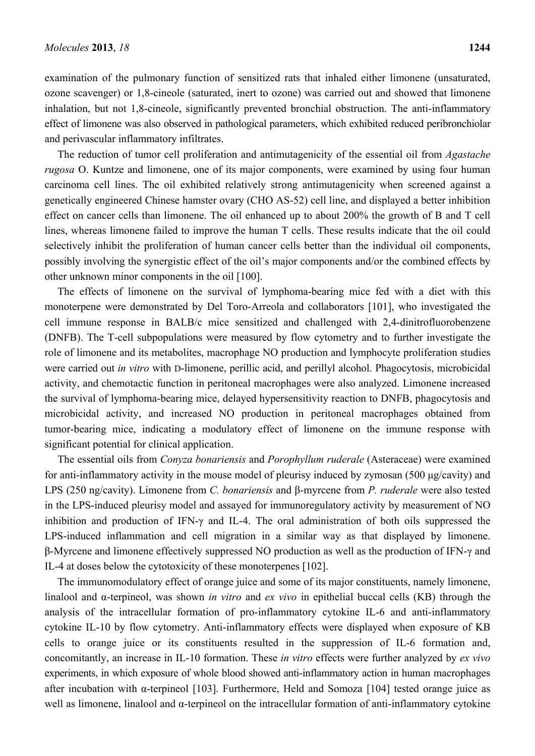examination of the pulmonary function of sensitized rats that inhaled either limonene (unsaturated, ozone scavenger) or 1,8-cineole (saturated, inert to ozone) was carried out and showed that limonene inhalation, but not 1,8-cineole, significantly prevented bronchial obstruction. The anti-inflammatory effect of limonene was also observed in pathological parameters, which exhibited reduced peribronchiolar and perivascular inflammatory infiltrates.

The reduction of tumor cell proliferation and antimutagenicity of the essential oil from *Agastache rugosa* O. Kuntze and limonene, one of its major components, were examined by using four human carcinoma cell lines. The oil exhibited relatively strong antimutagenicity when screened against a genetically engineered Chinese hamster ovary (CHO AS-52) cell line, and displayed a better inhibition effect on cancer cells than limonene. The oil enhanced up to about 200% the growth of B and T cell lines, whereas limonene failed to improve the human T cells. These results indicate that the oil could selectively inhibit the proliferation of human cancer cells better than the individual oil components, possibly involving the synergistic effect of the oil's major components and/or the combined effects by other unknown minor components in the oil [100].

The effects of limonene on the survival of lymphoma-bearing mice fed with a diet with this monoterpene were demonstrated by Del Toro-Arreola and collaborators [101], who investigated the cell immune response in BALB/c mice sensitized and challenged with 2,4-dinitrofluorobenzene (DNFB). The T-cell subpopulations were measured by flow cytometry and to further investigate the role of limonene and its metabolites, macrophage NO production and lymphocyte proliferation studies were carried out *in vitro* with D-limonene, perillic acid, and perillyl alcohol. Phagocytosis, microbicidal activity, and chemotactic function in peritoneal macrophages were also analyzed. Limonene increased the survival of lymphoma-bearing mice, delayed hypersensitivity reaction to DNFB, phagocytosis and microbicidal activity, and increased NO production in peritoneal macrophages obtained from tumor-bearing mice, indicating a modulatory effect of limonene on the immune response with significant potential for clinical application.

The essential oils from *Conyza bonariensis* and *Porophyllum ruderale* (Asteraceae) were examined for anti-inflammatory activity in the mouse model of pleurisy induced by zymosan (500 μg/cavity) and LPS (250 ng/cavity). Limonene from *C. bonariensis* and β-myrcene from *P. ruderale* were also tested in the LPS-induced pleurisy model and assayed for immunoregulatory activity by measurement of NO inhibition and production of IFN-γ and IL-4. The oral administration of both oils suppressed the LPS-induced inflammation and cell migration in a similar way as that displayed by limonene. β-Myrcene and limonene effectively suppressed NO production as well as the production of IFN-γ and IL-4 at doses below the cytotoxicity of these monoterpenes [102].

The immunomodulatory effect of orange juice and some of its major constituents, namely limonene, linalool and α-terpineol, was shown *in vitro* and *ex vivo* in epithelial buccal cells (KB) through the analysis of the intracellular formation of pro-inflammatory cytokine IL-6 and anti-inflammatory cytokine IL-10 by flow cytometry. Anti-inflammatory effects were displayed when exposure of KB cells to orange juice or its constituents resulted in the suppression of IL-6 formation and, concomitantly, an increase in IL-10 formation. These *in vitro* effects were further analyzed by *ex vivo* experiments, in which exposure of whole blood showed anti-inflammatory action in human macrophages after incubation with α-terpineol [103]. Furthermore, Held and Somoza [104] tested orange juice as well as limonene, linalool and α-terpineol on the intracellular formation of anti-inflammatory cytokine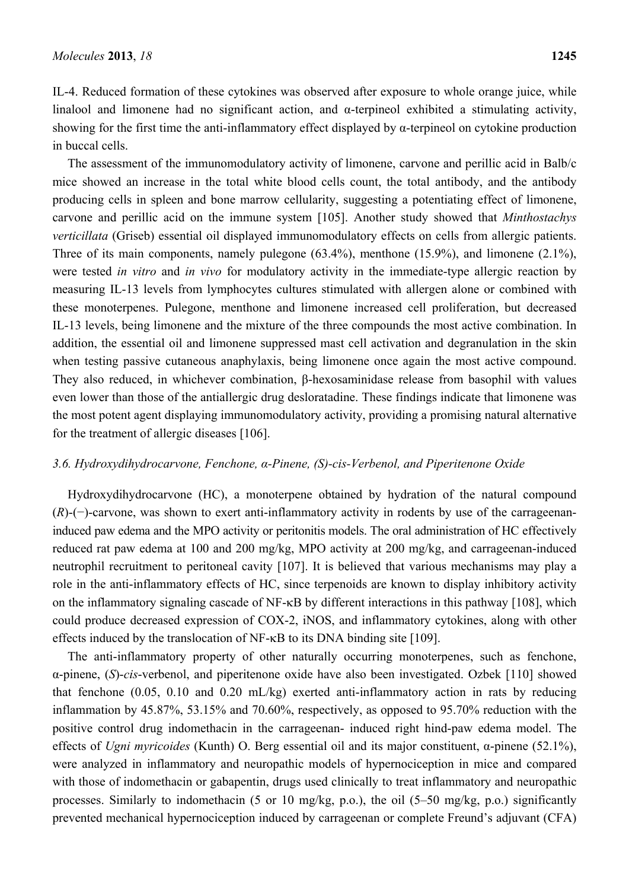IL-4. Reduced formation of these cytokines was observed after exposure to whole orange juice, while linalool and limonene had no significant action, and α-terpineol exhibited a stimulating activity, showing for the first time the anti-inflammatory effect displayed by α-terpineol on cytokine production in buccal cells.

The assessment of the immunomodulatory activity of limonene, carvone and perillic acid in Balb/c mice showed an increase in the total white blood cells count, the total antibody, and the antibody producing cells in spleen and bone marrow cellularity, suggesting a potentiating effect of limonene, carvone and perillic acid on the immune system [105]. Another study showed that *Minthostachys verticillata* (Griseb) essential oil displayed immunomodulatory effects on cells from allergic patients. Three of its main components, namely pulegone (63.4%), menthone (15.9%), and limonene (2.1%), were tested *in vitro* and *in vivo* for modulatory activity in the immediate-type allergic reaction by measuring IL-13 levels from lymphocytes cultures stimulated with allergen alone or combined with these monoterpenes. Pulegone, menthone and limonene increased cell proliferation, but decreased IL-13 levels, being limonene and the mixture of the three compounds the most active combination. In addition, the essential oil and limonene suppressed mast cell activation and degranulation in the skin when testing passive cutaneous anaphylaxis, being limonene once again the most active compound. They also reduced, in whichever combination, β-hexosaminidase release from basophil with values even lower than those of the antiallergic drug desloratadine. These findings indicate that limonene was the most potent agent displaying immunomodulatory activity, providing a promising natural alternative for the treatment of allergic diseases [106].

### *3.6. Hydroxydihydrocarvone, Fenchone, α-Pinene, (S)-cis-Verbenol, and Piperitenone Oxide*

Hydroxydihydrocarvone (HC), a monoterpene obtained by hydration of the natural compound (*R*)-(−)-carvone, was shown to exert anti-inflammatory activity in rodents by use of the carrageenan-induced paw edema and the MPO activity or peritonitis models. The oral administration of HC effectively reduced rat paw edema at 100 and 200 mg/kg, MPO activity at 200 mg/kg, and carrageenan-induced neutrophil recruitment to peritoneal cavity [107]. It is believed that various mechanisms may play a role in the anti-inflammatory effects of HC, since terpenoids are known to display inhibitory activity on the inflammatory signaling cascade of NF-κB by different interactions in this pathway [108], which could produce decreased expression of COX-2, iNOS, and inflammatory cytokines, along with other effects induced by the translocation of NF-κB to its DNA binding site [109].

The anti-inflammatory property of other naturally occurring monoterpenes, such as fenchone, α-pinene, (*S*)-*cis*-verbenol, and piperitenone oxide have also been investigated. Ozbek [110] showed that fenchone (0.05, 0.10 and 0.20 mL/kg) exerted anti-inflammatory action in rats by reducing inflammation by 45.87%, 53.15% and 70.60%, respectively, as opposed to 95.70% reduction with the positive control drug indomethacin in the carrageenan- induced right hind-paw edema model. The effects of *Ugni myricoides* (Kunth) O. Berg essential oil and its major constituent, α-pinene (52.1%), were analyzed in inflammatory and neuropathic models of hypernociception in mice and compared with those of indomethacin or gabapentin, drugs used clinically to treat inflammatory and neuropathic processes. Similarly to indomethacin (5 or 10 mg/kg, p.o.), the oil (5–50 mg/kg, p.o.) significantly prevented mechanical hypernociception induced by carrageenan or complete Freund's adjuvant (CFA)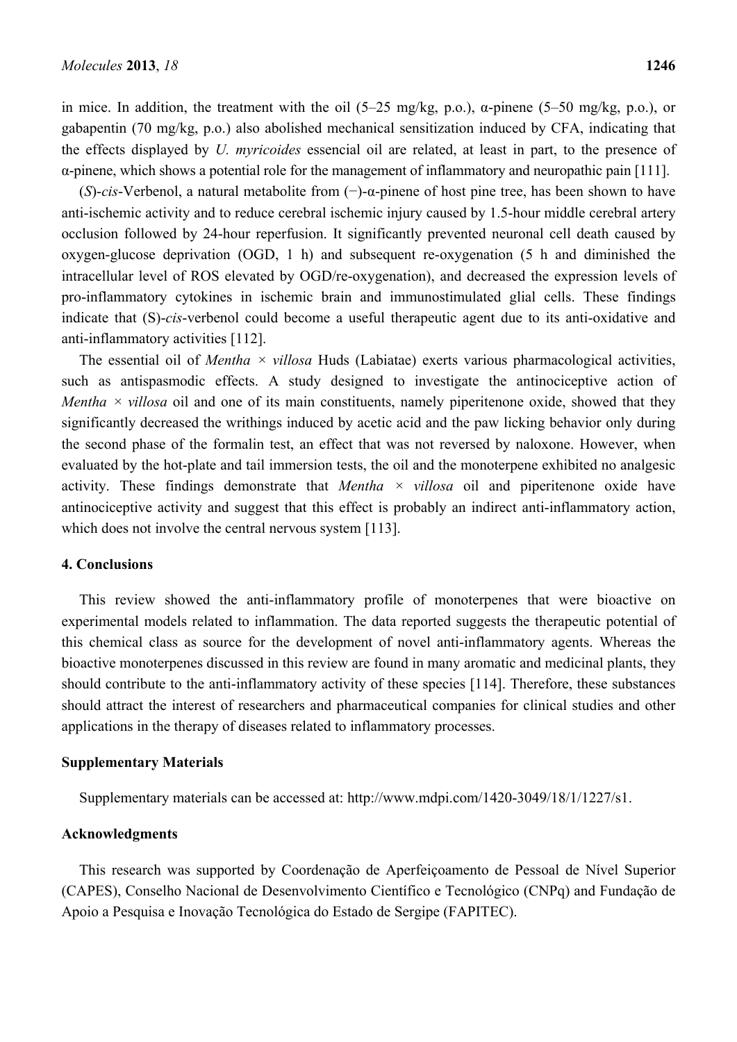in mice. In addition, the treatment with the oil (5–25 mg/kg, p.o.), α-pinene (5–50 mg/kg, p.o.), or gabapentin (70 mg/kg, p.o.) also abolished mechanical sensitization induced by CFA, indicating that the effects displayed by *U. myricoides* essencial oil are related, at least in part, to the presence of α-pinene, which shows a potential role for the management of inflammatory and neuropathic pain [111].

(*S*)-*cis*-Verbenol, a natural metabolite from (−)-α-pinene of host pine tree, has been shown to have anti-ischemic activity and to reduce cerebral ischemic injury caused by 1.5-hour middle cerebral artery occlusion followed by 24-hour reperfusion. It significantly prevented neuronal cell death caused by oxygen-glucose deprivation (OGD, 1 h) and subsequent re-oxygenation (5 h and diminished the intracellular level of ROS elevated by OGD/re-oxygenation), and decreased the expression levels of pro-inflammatory cytokines in ischemic brain and immunostimulated glial cells. These findings indicate that (S)-*cis*-verbenol could become a useful therapeutic agent due to its anti-oxidative and anti-inflammatory activities [112].

The essential oil of *Mentha* × *villosa* Huds (Labiatae) exerts various pharmacological activities, such as antispasmodic effects. A study designed to investigate the antinociceptive action of *Mentha* × *villosa* oil and one of its main constituents, namely piperitenone oxide, showed that they significantly decreased the writhings induced by acetic acid and the paw licking behavior only during the second phase of the formalin test, an effect that was not reversed by naloxone. However, when evaluated by the hot-plate and tail immersion tests, the oil and the monoterpene exhibited no analgesic activity. These findings demonstrate that *Mentha* × *villosa* oil and piperitenone oxide have antinociceptive activity and suggest that this effect is probably an indirect anti-inflammatory action, which does not involve the central nervous system [113].

## 4. Conclusions

This review showed the anti-inflammatory profile of monoterpenes that were bioactive on experimental models related to inflammation. The data reported suggests the therapeutic potential of this chemical class as source for the development of novel anti-inflammatory agents. Whereas the bioactive monoterpenes discussed in this review are found in many aromatic and medicinal plants, they should contribute to the anti-inflammatory activity of these species [114]. Therefore, these substances should attract the interest of researchers and pharmaceutical companies for clinical studies and other applications in the therapy of diseases related to inflammatory processes.

## Supplementary Materials

Supplementary materials can be accessed at: http://www.mdpi.com/1420-3049/18/1/1227/s1.

## Acknowledgments

This research was supported by Coordenação de Aperfeiçoamento de Pessoal de Nível Superior (CAPES), Conselho Nacional de Desenvolvimento Científico e Tecnológico (CNPq) and Fundação de Apoio a Pesquisa e Inovação Tecnológica do Estado de Sergipe (FAPITEC).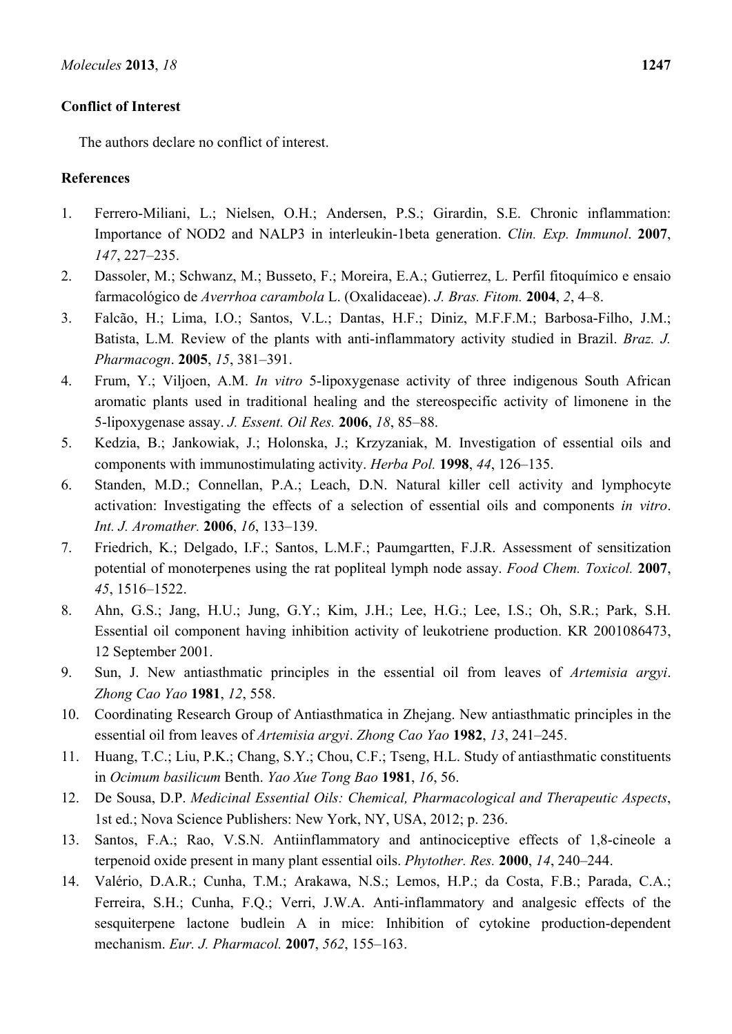**Conflict of Interest**

The authors declare no conflict of interest.

**References**

1. Ferrero-Miliani, L.; Nielsen, O.H.; Andersen, P.S.; Girardin, S.E. Chronic inflammation: Importance of NOD2 and NALP3 in interleukin-1beta generation. *Clin. Exp. Immunol*. **2007**, *147*, 227–235.
2. Dassoler, M.; Schwanz, M.; Busseto, F.; Moreira, E.A.; Gutierrez, L. Perfil fitoquímico e ensaio farmacológico de *Averrhoa carambola* L. (Oxalidaceae). *J. Bras. Fitom.* **2004**, *2*, 4–8.
3. Falcão, H.; Lima, I.O.; Santos, V.L.; Dantas, H.F.; Diniz, M.F.F.M.; Barbosa-Filho, J.M.; Batista, L.M. Review of the plants with anti-inflammatory activity studied in Brazil. *Braz. J. Pharmacogn*. **2005**, *15*, 381–391.
4. Frum, Y.; Viljoen, A.M. *In vitro* 5-lipoxygenase activity of three indigenous South African aromatic plants used in traditional healing and the stereospecific activity of limonene in the 5-lipoxygenase assay. *J. Essent. Oil Res.* **2006**, *18*, 85–88.
5. Kedzia, B.; Jankowiak, J.; Holonska, J.; Krzyzaniak, M. Investigation of essential oils and components with immunostimulating activity. *Herba Pol.* **1998**, *44*, 126–135.
6. Standen, M.D.; Connellan, P.A.; Leach, D.N. Natural killer cell activity and lymphocyte activation: Investigating the effects of a selection of essential oils and components *in vitro*. *Int. J. Aromather.* **2006**, *16*, 133–139.
7. Friedrich, K.; Delgado, I.F.; Santos, L.M.F.; Paumgartten, F.J.R. Assessment of sensitization potential of monoterpenes using the rat popliteal lymph node assay. *Food Chem. Toxicol.* **2007**, *45*, 1516–1522.
8. Ahn, G.S.; Jang, H.U.; Jung, G.Y.; Kim, J.H.; Lee, H.G.; Lee, I.S.; Oh, S.R.; Park, S.H. Essential oil component having inhibition activity of leukotriene production. KR 2001086473, 12 September 2001.
9. Sun, J. New antiasthmatic principles in the essential oil from leaves of *Artemisia argyi*. *Zhong Cao Yao* **1981**, *12*, 558.
10. Coordinating Research Group of Antiasthmatica in Zhejang. New antiasthmatic principles in the essential oil from leaves of *Artemisia argyi*. *Zhong Cao Yao* **1982**, *13*, 241–245.
11. Huang, T.C.; Liu, P.K.; Chang, S.Y.; Chou, C.F.; Tseng, H.L. Study of antiasthmatic constituents in *Ocimum basilicum* Benth. *Yao Xue Tong Bao* **1981**, *16*, 56.
12. De Sousa, D.P. *Medicinal Essential Oils: Chemical, Pharmacological and Therapeutic Aspects*, 1st ed.; Nova Science Publishers: New York, NY, USA, 2012; p. 236.
13. Santos, F.A.; Rao, V.S.N. Antiinflammatory and antinociceptive effects of 1,8-cineole a terpenoid oxide present in many plant essential oils. *Phytother. Res.* **2000**, *14*, 240–244.
14. Valério, D.A.R.; Cunha, T.M.; Arakawa, N.S.; Lemos, H.P.; da Costa, F.B.; Parada, C.A.; Ferreira, S.H.; Cunha, F.Q.; Verri, J.W.A. Anti-inflammatory and analgesic effects of the sesquiterpene lactone budlein A in mice: Inhibition of cytokine production-dependent mechanism. *Eur. J. Pharmacol.* **2007**, *562*, 155–163.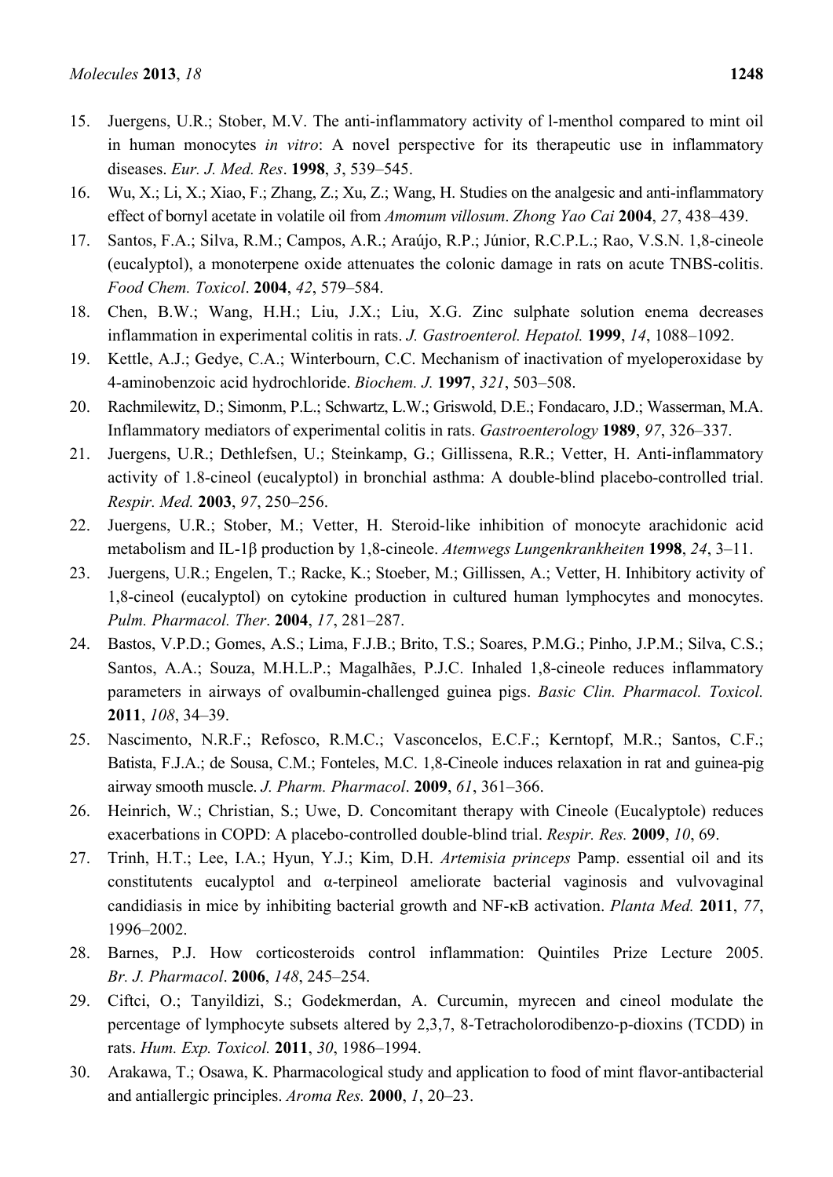15. Juergens, U.R.; Stober, M.V. The anti-inflammatory activity of l-menthol compared to mint oil in human monocytes *in vitro*: A novel perspective for its therapeutic use in inflammatory diseases. *Eur. J. Med. Res*. **1998**, *3*, 539–545.
16. Wu, X.; Li, X.; Xiao, F.; Zhang, Z.; Xu, Z.; Wang, H. Studies on the analgesic and anti-inflammatory effect of bornyl acetate in volatile oil from *Amomum villosum*. *Zhong Yao Cai* **2004**, *27*, 438–439.
17. Santos, F.A.; Silva, R.M.; Campos, A.R.; Araújo, R.P.; Júnior, R.C.P.L.; Rao, V.S.N. 1,8-cineole (eucalyptol), a monoterpene oxide attenuates the colonic damage in rats on acute TNBS-colitis. *Food Chem. Toxicol*. **2004**, *42*, 579–584.
18. Chen, B.W.; Wang, H.H.; Liu, J.X.; Liu, X.G. Zinc sulphate solution enema decreases inflammation in experimental colitis in rats. *J. Gastroenterol. Hepatol.* **1999**, *14*, 1088–1092.
19. Kettle, A.J.; Gedye, C.A.; Winterbourn, C.C. Mechanism of inactivation of myeloperoxidase by 4-aminobenzoic acid hydrochloride. *Biochem. J.* **1997**, *321*, 503–508.
20. Rachmilewitz, D.; Simonm, P.L.; Schwartz, L.W.; Griswold, D.E.; Fondacaro, J.D.; Wasserman, M.A. Inflammatory mediators of experimental colitis in rats. *Gastroenterology* **1989**, *97*, 326–337.
21. Juergens, U.R.; Dethlefsen, U.; Steinkamp, G.; Gillissena, R.R.; Vetter, H. Anti-inflammatory activity of 1.8-cineol (eucalyptol) in bronchial asthma: A double-blind placebo-controlled trial. *Respir. Med.* **2003**, *97*, 250–256.
22. Juergens, U.R.; Stober, M.; Vetter, H. Steroid-like inhibition of monocyte arachidonic acid metabolism and IL-1β production by 1,8-cineole. *Atemwegs Lungenkrankheiten* **1998**, *24*, 3–11.
23. Juergens, U.R.; Engelen, T.; Racke, K.; Stoeber, M.; Gillissen, A.; Vetter, H. Inhibitory activity of 1,8-cineol (eucalyptol) on cytokine production in cultured human lymphocytes and monocytes. *Pulm. Pharmacol. Ther*. **2004**, *17*, 281–287.
24. Bastos, V.P.D.; Gomes, A.S.; Lima, F.J.B.; Brito, T.S.; Soares, P.M.G.; Pinho, J.P.M.; Silva, C.S.; Santos, A.A.; Souza, M.H.L.P.; Magalhães, P.J.C. Inhaled 1,8-cineole reduces inflammatory parameters in airways of ovalbumin-challenged guinea pigs. *Basic Clin. Pharmacol. Toxicol.* **2011**, *108*, 34–39.
25. Nascimento, N.R.F.; Refosco, R.M.C.; Vasconcelos, E.C.F.; Kerntopf, M.R.; Santos, C.F.; Batista, F.J.A.; de Sousa, C.M.; Fonteles, M.C. 1,8-Cineole induces relaxation in rat and guinea-pig airway smooth muscle. *J. Pharm. Pharmacol*. **2009**, *61*, 361–366.
26. Heinrich, W.; Christian, S.; Uwe, D. Concomitant therapy with Cineole (Eucalyptole) reduces exacerbations in COPD: A placebo-controlled double-blind trial. *Respir. Res.* **2009**, *10*, 69.
27. Trinh, H.T.; Lee, I.A.; Hyun, Y.J.; Kim, D.H. *Artemisia princeps* Pamp. essential oil and its constitutents eucalyptol and α-terpineol ameliorate bacterial vaginosis and vulvovaginal candidiasis in mice by inhibiting bacterial growth and NF-κB activation. *Planta Med.* **2011**, *77*, 1996–2002.
28. Barnes, P.J. How corticosteroids control inflammation: Quintiles Prize Lecture 2005. *Br. J. Pharmacol*. **2006**, *148*, 245–254.
29. Ciftci, O.; Tanyildizi, S.; Godekmerdan, A. Curcumin, myrecen and cineol modulate the percentage of lymphocyte subsets altered by 2,3,7, 8-Tetracholorodibenzo-p-dioxins (TCDD) in rats. *Hum. Exp. Toxicol.* **2011**, *30*, 1986–1994.
30. Arakawa, T.; Osawa, K. Pharmacological study and application to food of mint flavor-antibacterial and antiallergic principles. *Aroma Res.* **2000**, *1*, 20–23.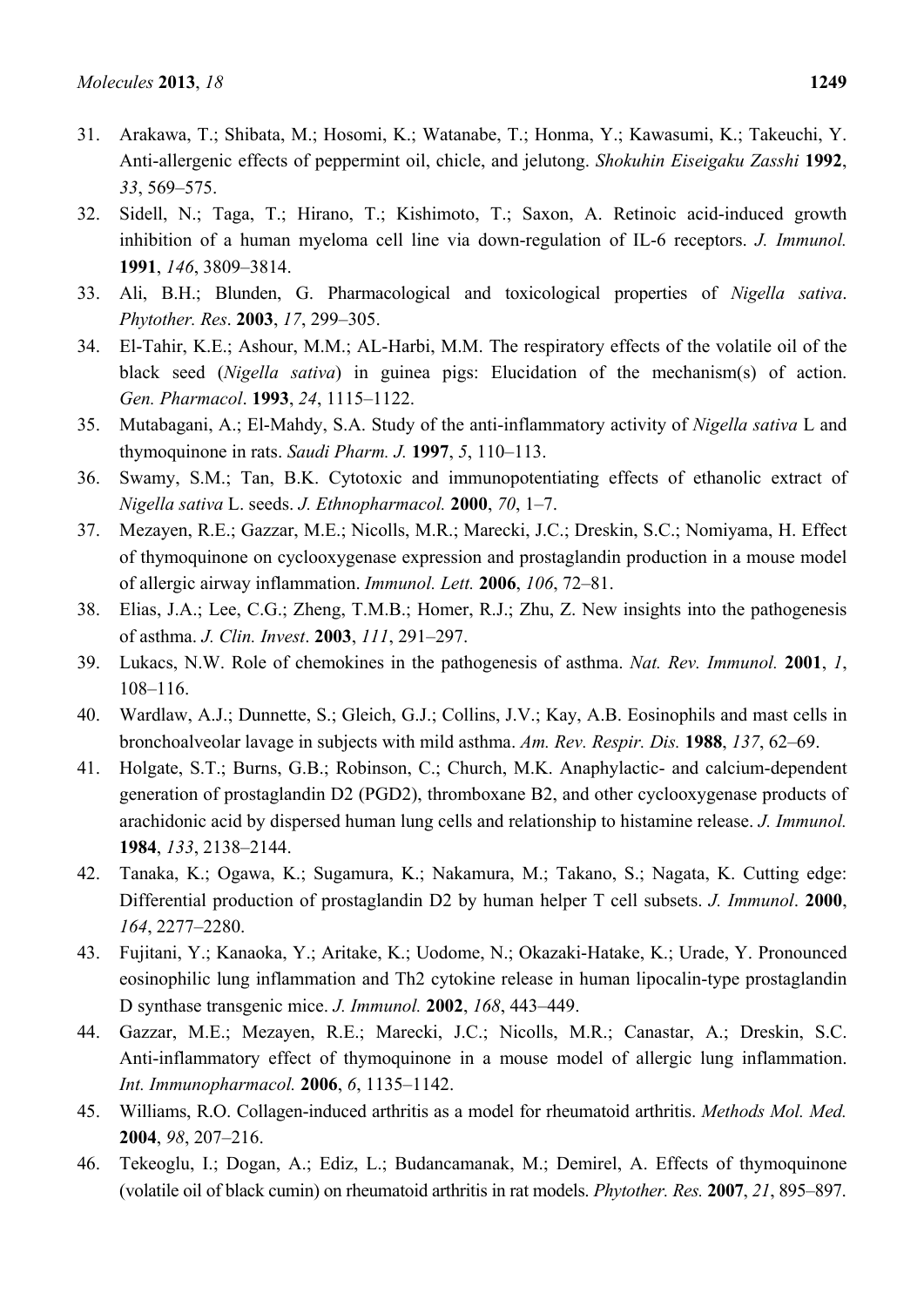31. Arakawa, T.; Shibata, M.; Hosomi, K.; Watanabe, T.; Honma, Y.; Kawasumi, K.; Takeuchi, Y. Anti-allergenic effects of peppermint oil, chicle, and jelutong. *Shokuhin Eiseigaku Zasshi* **1992**, *33*, 569–575.
32. Sidell, N.; Taga, T.; Hirano, T.; Kishimoto, T.; Saxon, A. Retinoic acid-induced growth inhibition of a human myeloma cell line via down-regulation of IL-6 receptors. *J. Immunol.* **1991**, *146*, 3809–3814.
33. Ali, B.H.; Blunden, G. Pharmacological and toxicological properties of *Nigella sativa*. *Phytother. Res*. **2003**, *17*, 299–305.
34. El-Tahir, K.E.; Ashour, M.M.; AL-Harbi, M.M. The respiratory effects of the volatile oil of the black seed (*Nigella sativa*) in guinea pigs: Elucidation of the mechanism(s) of action. *Gen. Pharmacol*. **1993**, *24*, 1115–1122.
35. Mutabagani, A.; El-Mahdy, S.A. Study of the anti-inflammatory activity of *Nigella sativa* L and thymoquinone in rats. *Saudi Pharm. J.* **1997**, *5*, 110–113.
36. Swamy, S.M.; Tan, B.K. Cytotoxic and immunopotentiating effects of ethanolic extract of *Nigella sativa* L. seeds. *J. Ethnopharmacol.* **2000**, *70*, 1–7.
37. Mezayen, R.E.; Gazzar, M.E.; Nicolls, M.R.; Marecki, J.C.; Dreskin, S.C.; Nomiyama, H. Effect of thymoquinone on cyclooxygenase expression and prostaglandin production in a mouse model of allergic airway inflammation. *Immunol. Lett.* **2006**, *106*, 72–81.
38. Elias, J.A.; Lee, C.G.; Zheng, T.M.B.; Homer, R.J.; Zhu, Z. New insights into the pathogenesis of asthma. *J. Clin. Invest*. **2003**, *111*, 291–297.
39. Lukacs, N.W. Role of chemokines in the pathogenesis of asthma. *Nat. Rev. Immunol.* **2001**, *1*, 108–116.
40. Wardlaw, A.J.; Dunnette, S.; Gleich, G.J.; Collins, J.V.; Kay, A.B. Eosinophils and mast cells in bronchoalveolar lavage in subjects with mild asthma. *Am. Rev. Respir. Dis.* **1988**, *137*, 62–69.
41. Holgate, S.T.; Burns, G.B.; Robinson, C.; Church, M.K. Anaphylactic- and calcium-dependent generation of prostaglandin D2 (PGD2), thromboxane B2, and other cyclooxygenase products of arachidonic acid by dispersed human lung cells and relationship to histamine release. *J. Immunol.* **1984**, *133*, 2138–2144.
42. Tanaka, K.; Ogawa, K.; Sugamura, K.; Nakamura, M.; Takano, S.; Nagata, K. Cutting edge: Differential production of prostaglandin D2 by human helper T cell subsets. *J. Immunol*. **2000**, *164*, 2277–2280.
43. Fujitani, Y.; Kanaoka, Y.; Aritake, K.; Uodome, N.; Okazaki-Hatake, K.; Urade, Y. Pronounced eosinophilic lung inflammation and Th2 cytokine release in human lipocalin-type prostaglandin D synthase transgenic mice. *J. Immunol.* **2002**, *168*, 443–449.
44. Gazzar, M.E.; Mezayen, R.E.; Marecki, J.C.; Nicolls, M.R.; Canastar, A.; Dreskin, S.C. Anti-inflammatory effect of thymoquinone in a mouse model of allergic lung inflammation. *Int. Immunopharmacol.* **2006**, *6*, 1135–1142.
45. Williams, R.O. Collagen-induced arthritis as a model for rheumatoid arthritis. *Methods Mol. Med.* **2004**, *98*, 207–216.
46. Tekeoglu, I.; Dogan, A.; Ediz, L.; Budancamanak, M.; Demirel, A. Effects of thymoquinone (volatile oil of black cumin) on rheumatoid arthritis in rat models. *Phytother. Res.* **2007**, *21*, 895–897.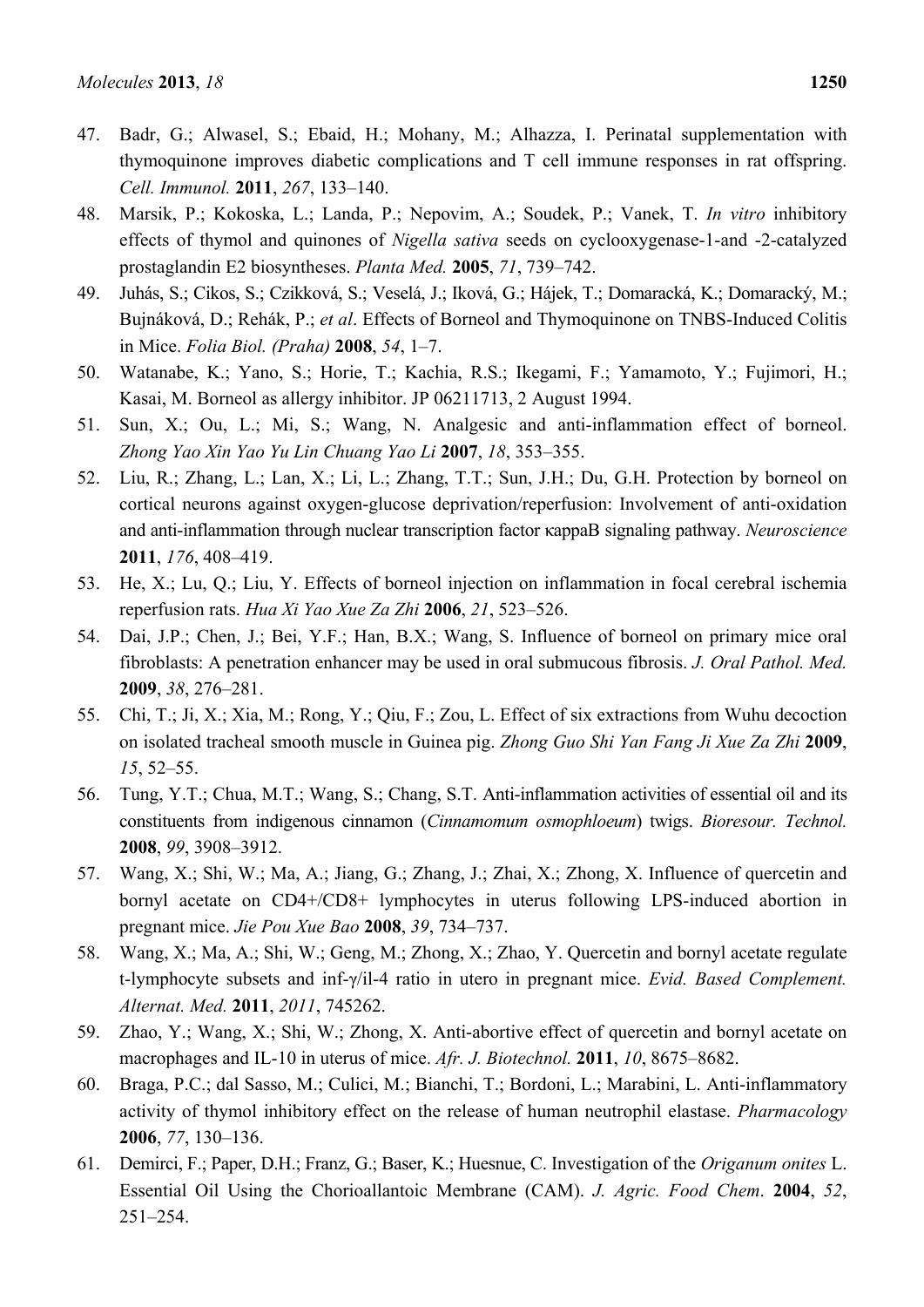47. Badr, G.; Alwasel, S.; Ebaid, H.; Mohany, M.; Alhazza, I. Perinatal supplementation with thymoquinone improves diabetic complications and T cell immune responses in rat offspring. *Cell. Immunol.* **2011**, *267*, 133–140.
48. Marsik, P.; Kokoska, L.; Landa, P.; Nepovim, A.; Soudek, P.; Vanek, T. *In vitro* inhibitory effects of thymol and quinones of *Nigella sativa* seeds on cyclooxygenase-1-and -2-catalyzed prostaglandin E2 biosyntheses. *Planta Med.* **2005**, *71*, 739–742.
49. Juhás, S.; Cikos, S.; Czikková, S.; Veselá, J.; Iková, G.; Hájek, T.; Domaracká, K.; Domaracký, M.; Bujnáková, D.; Rehák, P.; *et al*. Effects of Borneol and Thymoquinone on TNBS-Induced Colitis in Mice. *Folia Biol. (Praha)* **2008**, *54*, 1–7.
50. Watanabe, K.; Yano, S.; Horie, T.; Kachia, R.S.; Ikegami, F.; Yamamoto, Y.; Fujimori, H.; Kasai, M. Borneol as allergy inhibitor. JP 06211713, 2 August 1994.
51. Sun, X.; Ou, L.; Mi, S.; Wang, N. Analgesic and anti-inflammation effect of borneol. *Zhong Yao Xin Yao Yu Lin Chuang Yao Li* **2007**, *18*, 353–355.
52. Liu, R.; Zhang, L.; Lan, X.; Li, L.; Zhang, T.T.; Sun, J.H.; Du, G.H. Protection by borneol on cortical neurons against oxygen-glucose deprivation/reperfusion: Involvement of anti-oxidation and anti-inflammation through nuclear transcription factor κappaB signaling pathway. *Neuroscience* **2011**, *176*, 408–419.
53. He, X.; Lu, Q.; Liu, Y. Effects of borneol injection on inflammation in focal cerebral ischemia reperfusion rats. *Hua Xi Yao Xue Za Zhi* **2006**, *21*, 523–526.
54. Dai, J.P.; Chen, J.; Bei, Y.F.; Han, B.X.; Wang, S. Influence of borneol on primary mice oral fibroblasts: A penetration enhancer may be used in oral submucous fibrosis. *J. Oral Pathol. Med.* **2009**, *38*, 276–281.
55. Chi, T.; Ji, X.; Xia, M.; Rong, Y.; Qiu, F.; Zou, L. Effect of six extractions from Wuhu decoction on isolated tracheal smooth muscle in Guinea pig. *Zhong Guo Shi Yan Fang Ji Xue Za Zhi* **2009**, *15*, 52–55.
56. Tung, Y.T.; Chua, M.T.; Wang, S.; Chang, S.T. Anti-inflammation activities of essential oil and its constituents from indigenous cinnamon (*Cinnamomum osmophloeum*) twigs. *Bioresour. Technol.* **2008**, *99*, 3908–3912.
57. Wang, X.; Shi, W.; Ma, A.; Jiang, G.; Zhang, J.; Zhai, X.; Zhong, X. Influence of quercetin and bornyl acetate on CD4+/CD8+ lymphocytes in uterus following LPS-induced abortion in pregnant mice. *Jie Pou Xue Bao* **2008**, *39*, 734–737.
58. Wang, X.; Ma, A.; Shi, W.; Geng, M.; Zhong, X.; Zhao, Y. Quercetin and bornyl acetate regulate t-lymphocyte subsets and inf-γ/il-4 ratio in utero in pregnant mice. *Evid. Based Complement. Alternat. Med.* **2011**, *2011*, 745262.
59. Zhao, Y.; Wang, X.; Shi, W.; Zhong, X. Anti-abortive effect of quercetin and bornyl acetate on macrophages and IL-10 in uterus of mice. *Afr. J. Biotechnol.* **2011**, *10*, 8675–8682.
60. Braga, P.C.; dal Sasso, M.; Culici, M.; Bianchi, T.; Bordoni, L.; Marabini, L. Anti-inflammatory activity of thymol inhibitory effect on the release of human neutrophil elastase. *Pharmacology* **2006**, *77*, 130–136.
61. Demirci, F.; Paper, D.H.; Franz, G.; Baser, K.; Huesnue, C. Investigation of the *Origanum onites* L. Essential Oil Using the Chorioallantoic Membrane (CAM). *J. Agric. Food Chem*. **2004**, *52*, 251–254.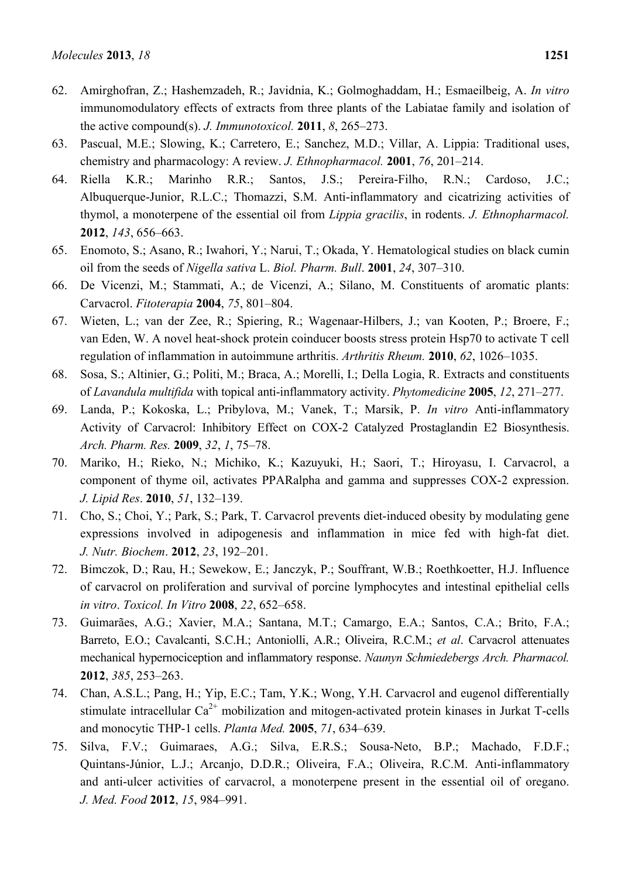62. Amirghofran, Z.; Hashemzadeh, R.; Javidnia, K.; Golmoghaddam, H.; Esmaeilbeig, A. *In vitro* immunomodulatory effects of extracts from three plants of the Labiatae family and isolation of the active compound(s). *J. Immunotoxicol.* **2011**, *8*, 265–273.
63. Pascual, M.E.; Slowing, K.; Carretero, E.; Sanchez, M.D.; Villar, A. Lippia: Traditional uses, chemistry and pharmacology: A review. *J. Ethnopharmacol.* **2001**, *76*, 201–214.
64. Riella K.R.; Marinho R.R.; Santos, J.S.; Pereira-Filho, R.N.; Cardoso, J.C.; Albuquerque-Junior, R.L.C.; Thomazzi, S.M. Anti-inflammatory and cicatrizing activities of thymol, a monoterpene of the essential oil from *Lippia gracilis*, in rodents. *J. Ethnopharmacol.* **2012**, *143*, 656–663.
65. Enomoto, S.; Asano, R.; Iwahori, Y.; Narui, T.; Okada, Y. Hematological studies on black cumin oil from the seeds of *Nigella sativa* L. *Biol. Pharm. Bull*. **2001**, *24*, 307–310.
66. De Vicenzi, M.; Stammati, A.; de Vicenzi, A.; Silano, M. Constituents of aromatic plants: Carvacrol. *Fitoterapia* **2004**, *75*, 801–804.
67. Wieten, L.; van der Zee, R.; Spiering, R.; Wagenaar-Hilbers, J.; van Kooten, P.; Broere, F.; van Eden, W. A novel heat-shock protein coinducer boosts stress protein Hsp70 to activate T cell regulation of inflammation in autoimmune arthritis. *Arthritis Rheum.* **2010**, *62*, 1026–1035.
68. Sosa, S.; Altinier, G.; Politi, M.; Braca, A.; Morelli, I.; Della Logia, R. Extracts and constituents of *Lavandula multifida* with topical anti-inflammatory activity. *Phytomedicine* **2005**, *12*, 271–277.
69. Landa, P.; Kokoska, L.; Pribylova, M.; Vanek, T.; Marsik, P. *In vitro* Anti-inflammatory Activity of Carvacrol: Inhibitory Effect on COX-2 Catalyzed Prostaglandin E2 Biosynthesis. *Arch. Pharm. Res.* **2009**, *32*, *1*, 75–78.
70. Mariko, H.; Rieko, N.; Michiko, K.; Kazuyuki, H.; Saori, T.; Hiroyasu, I. Carvacrol, a component of thyme oil, activates PPARalpha and gamma and suppresses COX-2 expression. *J. Lipid Res*. **2010**, *51*, 132–139.
71. Cho, S.; Choi, Y.; Park, S.; Park, T. Carvacrol prevents diet-induced obesity by modulating gene expressions involved in adipogenesis and inflammation in mice fed with high-fat diet. *J. Nutr. Biochem*. **2012**, *23*, 192–201.
72. Bimczok, D.; Rau, H.; Sewekow, E.; Janczyk, P.; Souffrant, W.B.; Roethkoetter, H.J. Influence of carvacrol on proliferation and survival of porcine lymphocytes and intestinal epithelial cells *in vitro*. *Toxicol. In Vitro* **2008**, *22*, 652–658.
73. Guimarães, A.G.; Xavier, M.A.; Santana, M.T.; Camargo, E.A.; Santos, C.A.; Brito, F.A.; Barreto, E.O.; Cavalcanti, S.C.H.; Antoniolli, A.R.; Oliveira, R.C.M.; *et al*. Carvacrol attenuates mechanical hypernociception and inflammatory response. *Naunyn Schmiedebergs Arch. Pharmacol.* **2012**, *385*, 253–263.
74. Chan, A.S.L.; Pang, H.; Yip, E.C.; Tam, Y.K.; Wong, Y.H. Carvacrol and eugenol differentially stimulate intracellular $Ca^{2+}$ mobilization and mitogen-activated protein kinases in Jurkat T-cells and monocytic THP-1 cells. *Planta Med.* **2005**, *71*, 634–639.
75. Silva, F.V.; Guimaraes, A.G.; Silva, E.R.S.; Sousa-Neto, B.P.; Machado, F.D.F.; Quintans-Júnior, L.J.; Arcanjo, D.D.R.; Oliveira, F.A.; Oliveira, R.C.M. Anti-inflammatory and anti-ulcer activities of carvacrol, a monoterpene present in the essential oil of oregano. *J. Med. Food* **2012**, *15*, 984–991.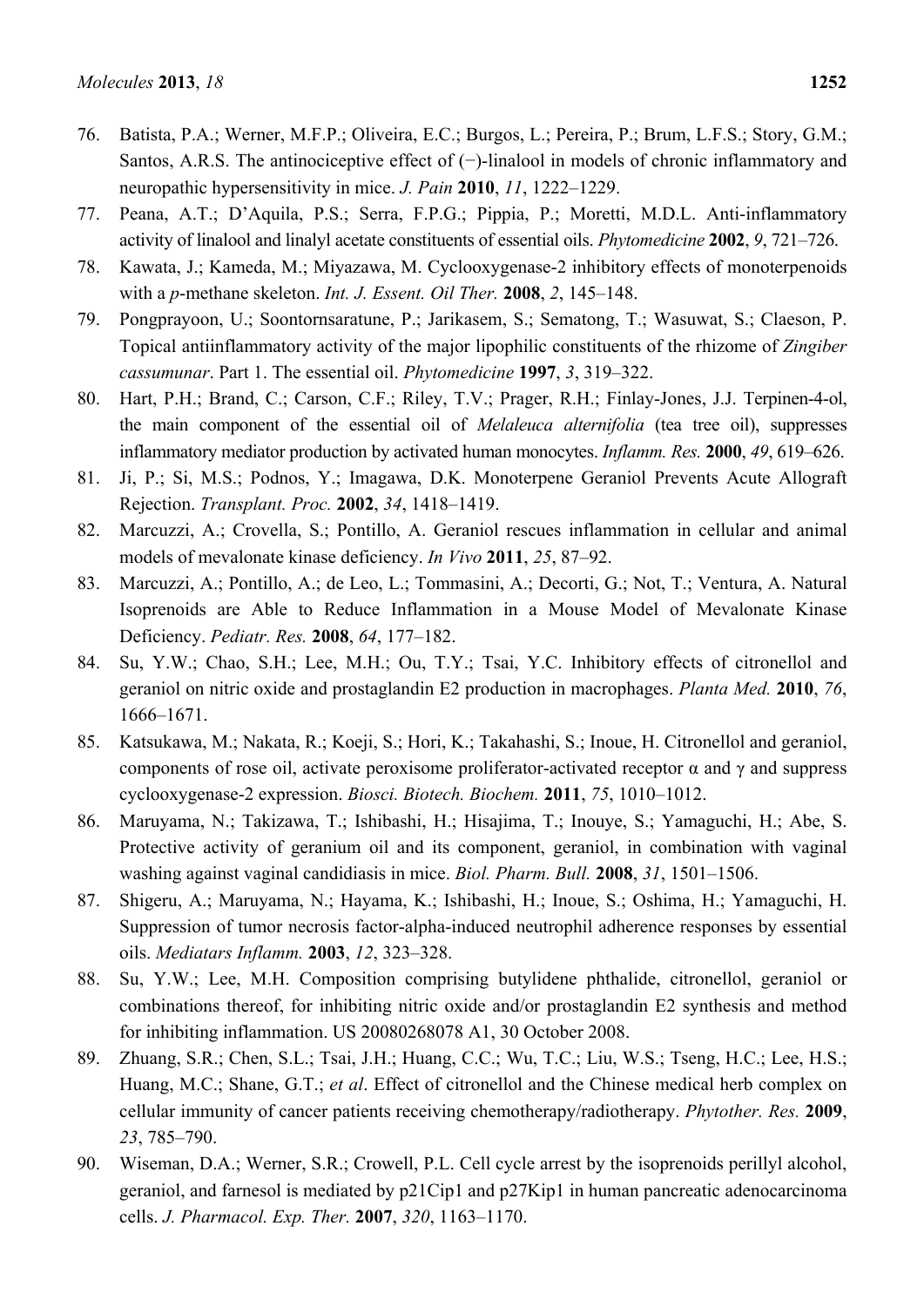76. Batista, P.A.; Werner, M.F.P.; Oliveira, E.C.; Burgos, L.; Pereira, P.; Brum, L.F.S.; Story, G.M.; Santos, A.R.S. The antinociceptive effect of (−)-linalool in models of chronic inflammatory and neuropathic hypersensitivity in mice. *J. Pain* **2010**, *11*, 1222–1229.
77. Peana, A.T.; D'Aquila, P.S.; Serra, F.P.G.; Pippia, P.; Moretti, M.D.L. Anti-inflammatory activity of linalool and linalyl acetate constituents of essential oils. *Phytomedicine* **2002**, *9*, 721–726.
78. Kawata, J.; Kameda, M.; Miyazawa, M. Cyclooxygenase-2 inhibitory effects of monoterpenoids with a *p*-methane skeleton. *Int. J. Essent. Oil Ther.* **2008**, *2*, 145–148.
79. Pongprayoon, U.; Soontornsaratune, P.; Jarikasem, S.; Sematong, T.; Wasuwat, S.; Claeson, P. Topical antiinflammatory activity of the major lipophilic constituents of the rhizome of *Zingiber cassumunar*. Part 1. The essential oil. *Phytomedicine* **1997**, *3*, 319–322.
80. Hart, P.H.; Brand, C.; Carson, C.F.; Riley, T.V.; Prager, R.H.; Finlay-Jones, J.J. Terpinen-4-ol, the main component of the essential oil of *Melaleuca alternifolia* (tea tree oil), suppresses inflammatory mediator production by activated human monocytes. *Inflamm. Res.* **2000**, *49*, 619–626.
81. Ji, P.; Si, M.S.; Podnos, Y.; Imagawa, D.K. Monoterpene Geraniol Prevents Acute Allograft Rejection. *Transplant. Proc.* **2002**, *34*, 1418–1419.
82. Marcuzzi, A.; Crovella, S.; Pontillo, A. Geraniol rescues inflammation in cellular and animal models of mevalonate kinase deficiency. *In Vivo* **2011**, *25*, 87–92.
83. Marcuzzi, A.; Pontillo, A.; de Leo, L.; Tommasini, A.; Decorti, G.; Not, T.; Ventura, A. Natural Isoprenoids are Able to Reduce Inflammation in a Mouse Model of Mevalonate Kinase Deficiency. *Pediatr. Res.* **2008**, *64*, 177–182.
84. Su, Y.W.; Chao, S.H.; Lee, M.H.; Ou, T.Y.; Tsai, Y.C. Inhibitory effects of citronellol and geraniol on nitric oxide and prostaglandin E2 production in macrophages. *Planta Med.* **2010**, *76*, 1666–1671.
85. Katsukawa, M.; Nakata, R.; Koeji, S.; Hori, K.; Takahashi, S.; Inoue, H. Citronellol and geraniol, components of rose oil, activate peroxisome proliferator-activated receptor α and γ and suppress cyclooxygenase-2 expression. *Biosci. Biotech. Biochem.* **2011**, *75*, 1010–1012.
86. Maruyama, N.; Takizawa, T.; Ishibashi, H.; Hisajima, T.; Inouye, S.; Yamaguchi, H.; Abe, S. Protective activity of geranium oil and its component, geraniol, in combination with vaginal washing against vaginal candidiasis in mice. *Biol. Pharm. Bull.* **2008**, *31*, 1501–1506.
87. Shigeru, A.; Maruyama, N.; Hayama, K.; Ishibashi, H.; Inoue, S.; Oshima, H.; Yamaguchi, H. Suppression of tumor necrosis factor-alpha-induced neutrophil adherence responses by essential oils. *Mediatars Inflamm.* **2003**, *12*, 323–328.
88. Su, Y.W.; Lee, M.H. Composition comprising butylidene phthalide, citronellol, geraniol or combinations thereof, for inhibiting nitric oxide and/or prostaglandin E2 synthesis and method for inhibiting inflammation. US 20080268078 A1, 30 October 2008.
89. Zhuang, S.R.; Chen, S.L.; Tsai, J.H.; Huang, C.C.; Wu, T.C.; Liu, W.S.; Tseng, H.C.; Lee, H.S.; Huang, M.C.; Shane, G.T.; *et al*. Effect of citronellol and the Chinese medical herb complex on cellular immunity of cancer patients receiving chemotherapy/radiotherapy. *Phytother. Res.* **2009**, *23*, 785–790.
90. Wiseman, D.A.; Werner, S.R.; Crowell, P.L. Cell cycle arrest by the isoprenoids perillyl alcohol, geraniol, and farnesol is mediated by p21Cip1 and p27Kip1 in human pancreatic adenocarcinoma cells. *J. Pharmacol. Exp. Ther.* **2007**, *320*, 1163–1170.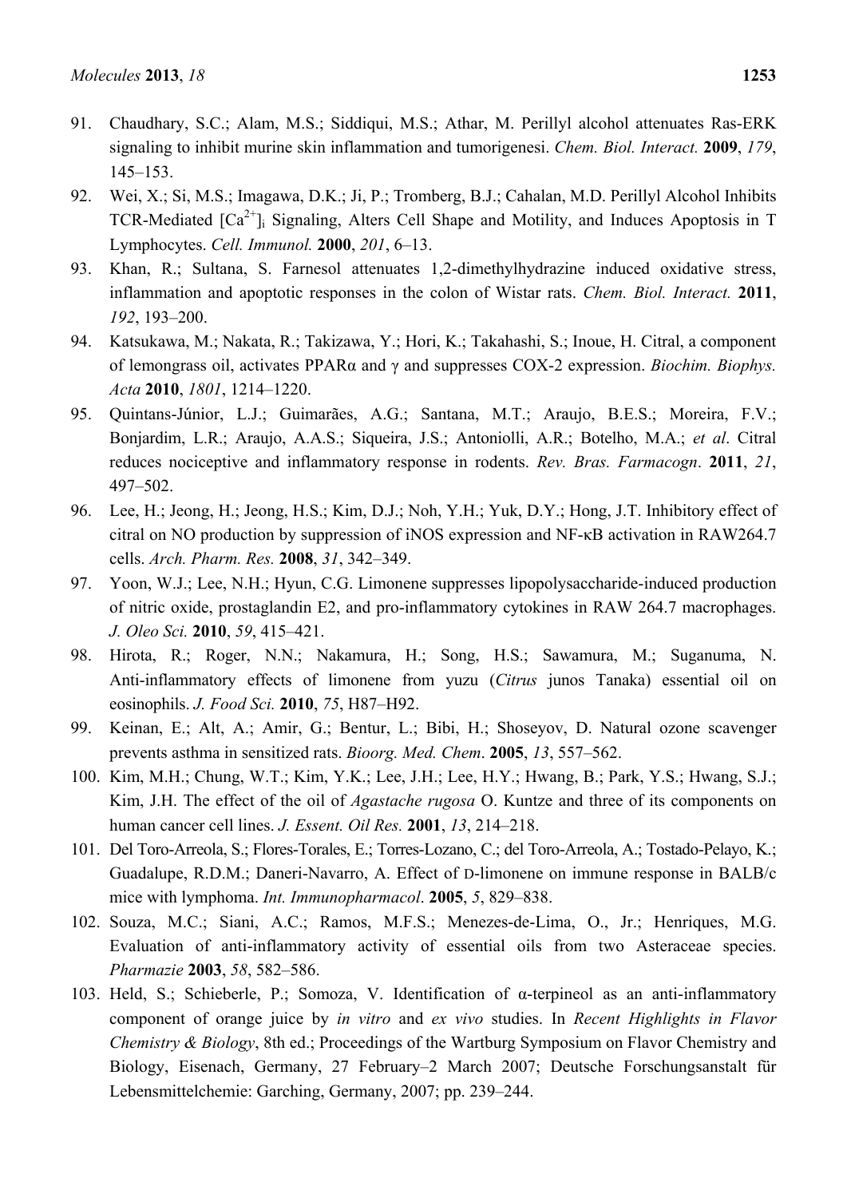91. Chaudhary, S.C.; Alam, M.S.; Siddiqui, M.S.; Athar, M. Perillyl alcohol attenuates Ras-ERK signaling to inhibit murine skin inflammation and tumorigenesi. *Chem. Biol. Interact.* **2009**, *179*, 145–153.
92. Wei, X.; Si, M.S.; Imagawa, D.K.; Ji, P.; Tromberg, B.J.; Cahalan, M.D. Perillyl Alcohol Inhibits TCR-Mediated $[Ca^{2+}]_i$ Signaling, Alters Cell Shape and Motility, and Induces Apoptosis in T Lymphocytes. *Cell. Immunol.* **2000**, *201*, 6–13.
93. Khan, R.; Sultana, S. Farnesol attenuates 1,2-dimethylhydrazine induced oxidative stress, inflammation and apoptotic responses in the colon of Wistar rats. *Chem. Biol. Interact.* **2011**, *192*, 193–200.
94. Katsukawa, M.; Nakata, R.; Takizawa, Y.; Hori, K.; Takahashi, S.; Inoue, H. Citral, a component of lemongrass oil, activates PPARα and γ and suppresses COX-2 expression. *Biochim. Biophys. Acta* **2010**, *1801*, 1214–1220.
95. Quintans-Júnior, L.J.; Guimarães, A.G.; Santana, M.T.; Araujo, B.E.S.; Moreira, F.V.; Bonjardim, L.R.; Araujo, A.A.S.; Siqueira, J.S.; Antoniolli, A.R.; Botelho, M.A.; *et al*. Citral reduces nociceptive and inflammatory response in rodents. *Rev. Bras. Farmacogn*. **2011**, *21*, 497–502.
96. Lee, H.; Jeong, H.; Jeong, H.S.; Kim, D.J.; Noh, Y.H.; Yuk, D.Y.; Hong, J.T. Inhibitory effect of citral on NO production by suppression of iNOS expression and NF-κB activation in RAW264.7 cells. *Arch. Pharm. Res.* **2008**, *31*, 342–349.
97. Yoon, W.J.; Lee, N.H.; Hyun, C.G. Limonene suppresses lipopolysaccharide-induced production of nitric oxide, prostaglandin E2, and pro-inflammatory cytokines in RAW 264.7 macrophages. *J. Oleo Sci.* **2010**, *59*, 415–421.
98. Hirota, R.; Roger, N.N.; Nakamura, H.; Song, H.S.; Sawamura, M.; Suganuma, N. Anti-inflammatory effects of limonene from yuzu (*Citrus* junos Tanaka) essential oil on eosinophils. *J. Food Sci.* **2010**, *75*, H87–H92.
99. Keinan, E.; Alt, A.; Amir, G.; Bentur, L.; Bibi, H.; Shoseyov, D. Natural ozone scavenger prevents asthma in sensitized rats. *Bioorg. Med. Chem*. **2005**, *13*, 557–562.
100. Kim, M.H.; Chung, W.T.; Kim, Y.K.; Lee, J.H.; Lee, H.Y.; Hwang, B.; Park, Y.S.; Hwang, S.J.; Kim, J.H. The effect of the oil of *Agastache rugosa* O. Kuntze and three of its components on human cancer cell lines. *J. Essent. Oil Res.* **2001**, *13*, 214–218.
101. Del Toro-Arreola, S.; Flores-Torales, E.; Torres-Lozano, C.; del Toro-Arreola, A.; Tostado-Pelayo, K.; Guadalupe, R.D.M.; Daneri-Navarro, A. Effect of D-limonene on immune response in BALB/c mice with lymphoma. *Int. Immunopharmacol*. **2005**, *5*, 829–838.
102. Souza, M.C.; Siani, A.C.; Ramos, M.F.S.; Menezes-de-Lima, O., Jr.; Henriques, M.G. Evaluation of anti-inflammatory activity of essential oils from two Asteraceae species. *Pharmazie* **2003**, *58*, 582–586.
103. Held, S.; Schieberle, P.; Somoza, V. Identification of α-terpineol as an anti-inflammatory component of orange juice by *in vitro* and *ex vivo* studies. In *Recent Highlights in Flavor Chemistry & Biology*, 8th ed.; Proceedings of the Wartburg Symposium on Flavor Chemistry and Biology, Eisenach, Germany, 27 February–2 March 2007; Deutsche Forschungsanstalt für Lebensmittelchemie: Garching, Germany, 2007; pp. 239–244.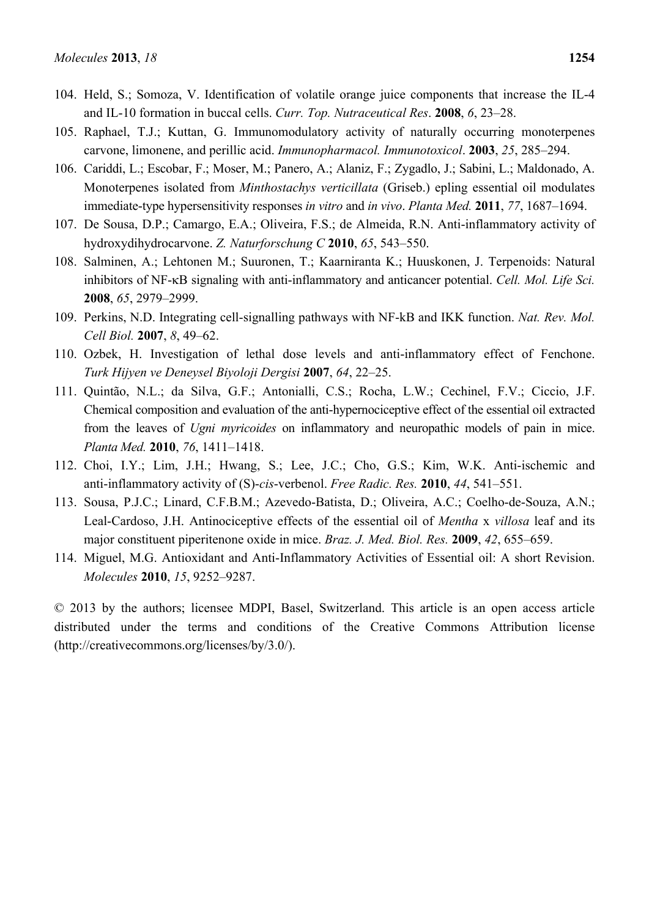104. Held, S.; Somoza, V. Identification of volatile orange juice components that increase the IL-4 and IL-10 formation in buccal cells. *Curr. Top. Nutraceutical Res*. **2008**, *6*, 23–28.
105. Raphael, T.J.; Kuttan, G. Immunomodulatory activity of naturally occurring monoterpenes carvone, limonene, and perillic acid. *Immunopharmacol. Immunotoxicol*. **2003**, *25*, 285–294.
106. Cariddi, L.; Escobar, F.; Moser, M.; Panero, A.; Alaniz, F.; Zygadlo, J.; Sabini, L.; Maldonado, A. Monoterpenes isolated from *Minthostachys verticillata* (Griseb.) epling essential oil modulates immediate-type hypersensitivity responses *in vitro* and *in vivo*. *Planta Med.* **2011**, *77*, 1687–1694.
107. De Sousa, D.P.; Camargo, E.A.; Oliveira, F.S.; de Almeida, R.N. Anti-inflammatory activity of hydroxydihydrocarvone. *Z. Naturforschung C* **2010**, *65*, 543–550.
108. Salminen, A.; Lehtonen M.; Suuronen, T.; Kaarniranta K.; Huuskonen, J. Terpenoids: Natural inhibitors of NF-κB signaling with anti-inflammatory and anticancer potential. *Cell. Mol. Life Sci.* **2008**, *65*, 2979–2999.
109. Perkins, N.D. Integrating cell-signalling pathways with NF-kB and IKK function. *Nat. Rev. Mol. Cell Biol.* **2007**, *8*, 49–62.
110. Ozbek, H. Investigation of lethal dose levels and anti-inflammatory effect of Fenchone. *Turk Hijyen ve Deneysel Biyoloji Dergisi* **2007**, *64*, 22–25.
111. Quintão, N.L.; da Silva, G.F.; Antonialli, C.S.; Rocha, L.W.; Cechinel, F.V.; Ciccio, J.F. Chemical composition and evaluation of the anti-hypernociceptive effect of the essential oil extracted from the leaves of *Ugni myricoides* on inflammatory and neuropathic models of pain in mice. *Planta Med.* **2010**, *76*, 1411–1418.
112. Choi, I.Y.; Lim, J.H.; Hwang, S.; Lee, J.C.; Cho, G.S.; Kim, W.K. Anti-ischemic and anti-inflammatory activity of (S)-*cis*-verbenol. *Free Radic. Res.* **2010**, *44*, 541–551.
113. Sousa, P.J.C.; Linard, C.F.B.M.; Azevedo-Batista, D.; Oliveira, A.C.; Coelho-de-Souza, A.N.; Leal-Cardoso, J.H. Antinociceptive effects of the essential oil of *Mentha* x *villosa* leaf and its major constituent piperitenone oxide in mice. *Braz. J. Med. Biol. Res.* **2009**, *42*, 655–659.
114. Miguel, M.G. Antioxidant and Anti-Inflammatory Activities of Essential oil: A short Revision. *Molecules* **2010**, *15*, 9252–9287.

© 2013 by the authors; licensee MDPI, Basel, Switzerland. This article is an open access article distributed under the terms and conditions of the Creative Commons Attribution license (http://creativecommons.org/licenses/by/3.0/).